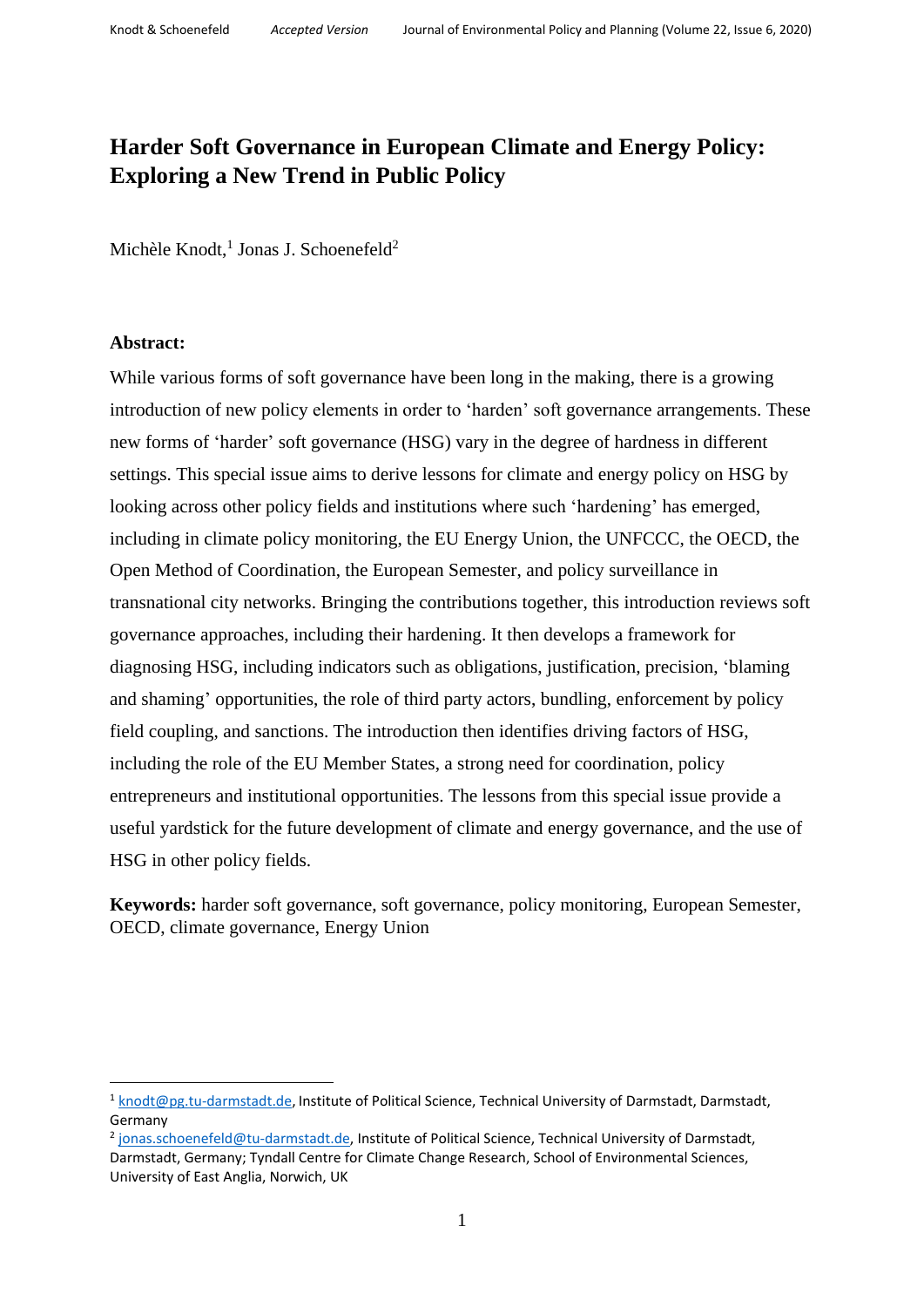# Harder Soft Governance in European Climate and Energy Policy: Exploring a New Trend in Public Policy

Michèle Knodt,[1] Jonas J. Schoenefeld[2]

**Abstract:**

While various forms of soft governance have been long in the making, there is a growing introduction of new policy elements in order to 'harden' soft governance arrangements. These new forms of 'harder' soft governance (HSG) vary in the degree of hardness in different settings. This special issue aims to derive lessons for climate and energy policy on HSG by looking across other policy fields and institutions where such 'hardening' has emerged, including in climate policy monitoring, the EU Energy Union, the UNFCCC, the OECD, the Open Method of Coordination, the European Semester, and policy surveillance in transnational city networks. Bringing the contributions together, this introduction reviews soft governance approaches, including their hardening. It then develops a framework for diagnosing HSG, including indicators such as obligations, justification, precision, 'blaming and shaming' opportunities, the role of third party actors, bundling, enforcement by policy field coupling, and sanctions. The introduction then identifies driving factors of HSG, including the role of the EU Member States, a strong need for coordination, policy entrepreneurs and institutional opportunities. The lessons from this special issue provide a useful yardstick for the future development of climate and energy governance, and the use of HSG in other policy fields.

**Keywords:** harder soft governance, soft governance, policy monitoring, European Semester, OECD, climate governance, Energy Union

---

[1] knodt@pg.tu-darmstadt.de, Institute of Political Science, Technical University of Darmstadt, Darmstadt, Germany

[2] jonas.schoenefeld@tu-darmstadt.de, Institute of Political Science, Technical University of Darmstadt, Darmstadt, Germany; Tyndall Centre for Climate Change Research, School of Environmental Sciences, University of East Anglia, Norwich, UK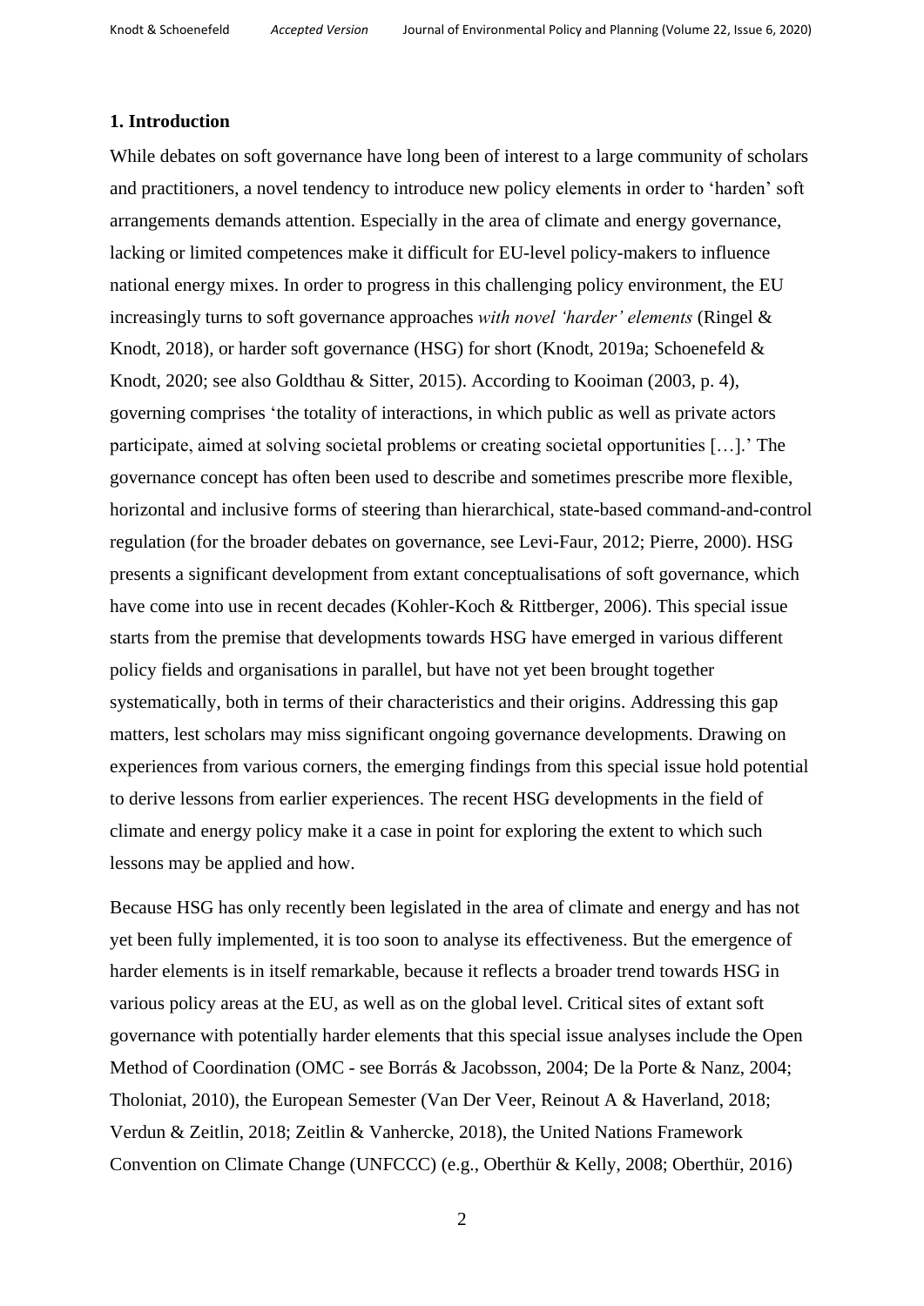**1. Introduction**

While debates on soft governance have long been of interest to a large community of scholars and practitioners, a novel tendency to introduce new policy elements in order to 'harden' soft arrangements demands attention. Especially in the area of climate and energy governance, lacking or limited competences make it difficult for EU-level policy-makers to influence national energy mixes. In order to progress in this challenging policy environment, the EU increasingly turns to soft governance approaches *with novel 'harder' elements* (Ringel & Knodt, 2018), or harder soft governance (HSG) for short (Knodt, 2019a; Schoenefeld & Knodt, 2020; see also Goldthau & Sitter, 2015). According to Kooiman (2003, p. 4), governing comprises 'the totality of interactions, in which public as well as private actors participate, aimed at solving societal problems or creating societal opportunities […].' The governance concept has often been used to describe and sometimes prescribe more flexible, horizontal and inclusive forms of steering than hierarchical, state-based command-and-control regulation (for the broader debates on governance, see Levi-Faur, 2012; Pierre, 2000). HSG presents a significant development from extant conceptualisations of soft governance, which have come into use in recent decades (Kohler-Koch & Rittberger, 2006). This special issue starts from the premise that developments towards HSG have emerged in various different policy fields and organisations in parallel, but have not yet been brought together systematically, both in terms of their characteristics and their origins. Addressing this gap matters, lest scholars may miss significant ongoing governance developments. Drawing on experiences from various corners, the emerging findings from this special issue hold potential to derive lessons from earlier experiences. The recent HSG developments in the field of climate and energy policy make it a case in point for exploring the extent to which such lessons may be applied and how.

Because HSG has only recently been legislated in the area of climate and energy and has not yet been fully implemented, it is too soon to analyse its effectiveness. But the emergence of harder elements is in itself remarkable, because it reflects a broader trend towards HSG in various policy areas at the EU, as well as on the global level. Critical sites of extant soft governance with potentially harder elements that this special issue analyses include the Open Method of Coordination (OMC - see Borrás & Jacobsson, 2004; De la Porte & Nanz, 2004; Tholoniat, 2010), the European Semester (Van Der Veer, Reinout A & Haverland, 2018; Verdun & Zeitlin, 2018; Zeitlin & Vanhercke, 2018), the United Nations Framework Convention on Climate Change (UNFCCC) (e.g., Oberthür & Kelly, 2008; Oberthür, 2016)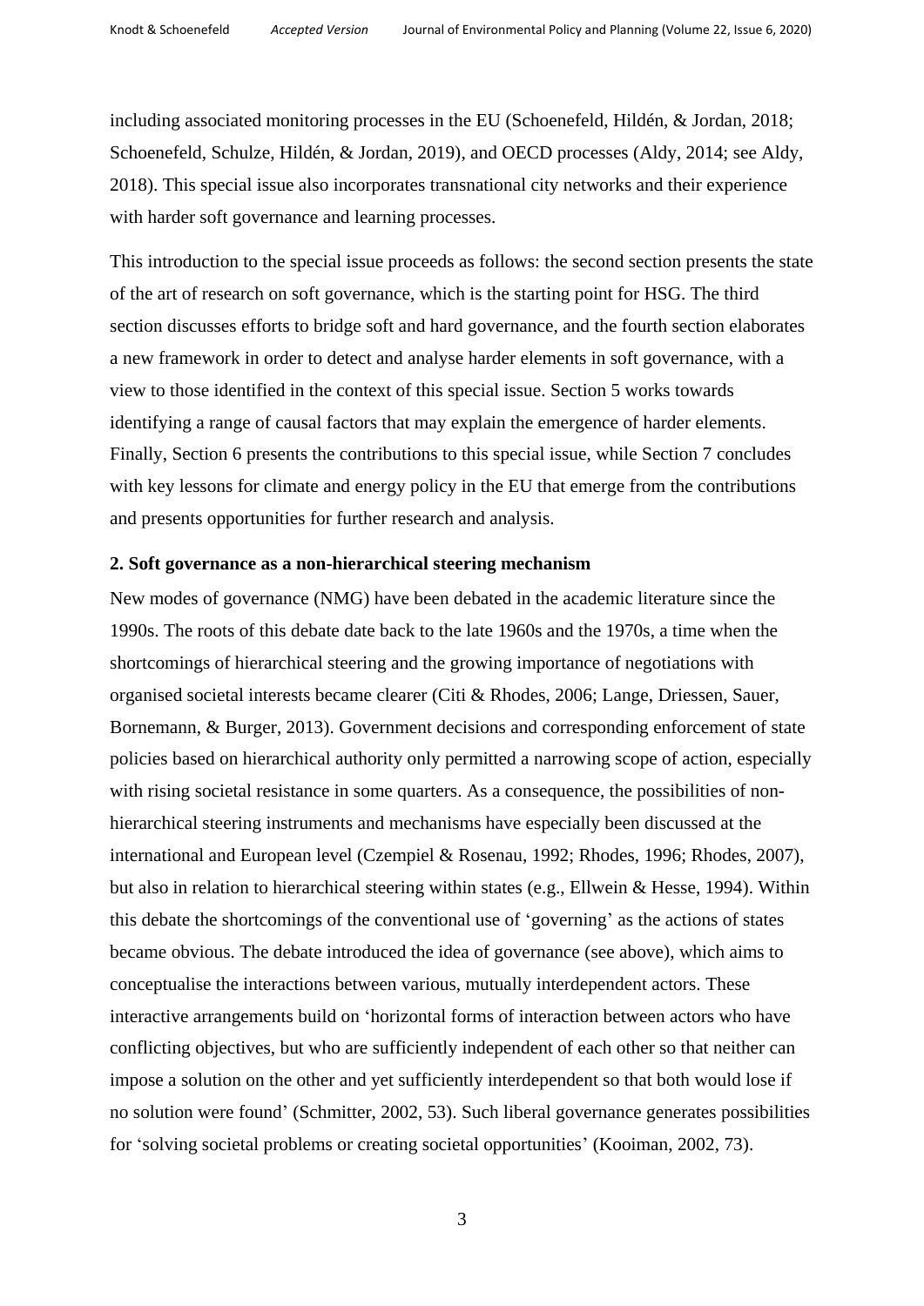including associated monitoring processes in the EU (Schoenefeld, Hildén, & Jordan, 2018; Schoenefeld, Schulze, Hildén, & Jordan, 2019), and OECD processes (Aldy, 2014; see Aldy, 2018). This special issue also incorporates transnational city networks and their experience with harder soft governance and learning processes.

This introduction to the special issue proceeds as follows: the second section presents the state of the art of research on soft governance, which is the starting point for HSG. The third section discusses efforts to bridge soft and hard governance, and the fourth section elaborates a new framework in order to detect and analyse harder elements in soft governance, with a view to those identified in the context of this special issue. Section 5 works towards identifying a range of causal factors that may explain the emergence of harder elements. Finally, Section 6 presents the contributions to this special issue, while Section 7 concludes with key lessons for climate and energy policy in the EU that emerge from the contributions and presents opportunities for further research and analysis.

## 2. Soft governance as a non-hierarchical steering mechanism

New modes of governance (NMG) have been debated in the academic literature since the 1990s. The roots of this debate date back to the late 1960s and the 1970s, a time when the shortcomings of hierarchical steering and the growing importance of negotiations with organised societal interests became clearer (Citi & Rhodes, 2006; Lange, Driessen, Sauer, Bornemann, & Burger, 2013). Government decisions and corresponding enforcement of state policies based on hierarchical authority only permitted a narrowing scope of action, especially with rising societal resistance in some quarters. As a consequence, the possibilities of non-hierarchical steering instruments and mechanisms have especially been discussed at the international and European level (Czempiel & Rosenau, 1992; Rhodes, 1996; Rhodes, 2007), but also in relation to hierarchical steering within states (e.g., Ellwein & Hesse, 1994). Within this debate the shortcomings of the conventional use of 'governing' as the actions of states became obvious. The debate introduced the idea of governance (see above), which aims to conceptualise the interactions between various, mutually interdependent actors. These interactive arrangements build on 'horizontal forms of interaction between actors who have conflicting objectives, but who are sufficiently independent of each other so that neither can impose a solution on the other and yet sufficiently interdependent so that both would lose if no solution were found' (Schmitter, 2002, 53). Such liberal governance generates possibilities for 'solving societal problems or creating societal opportunities' (Kooiman, 2002, 73).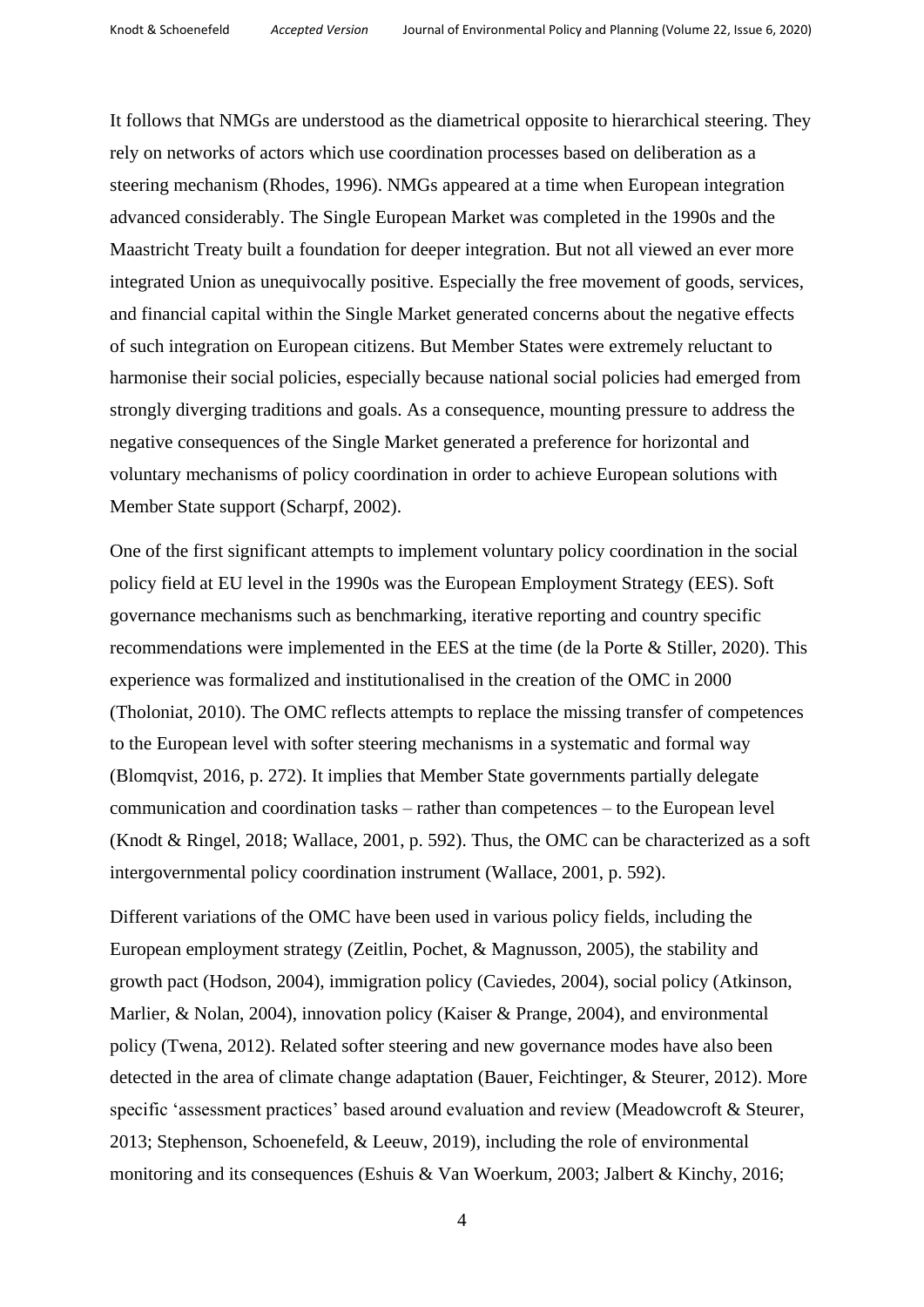It follows that NMGs are understood as the diametrical opposite to hierarchical steering. They rely on networks of actors which use coordination processes based on deliberation as a steering mechanism (Rhodes, 1996). NMGs appeared at a time when European integration advanced considerably. The Single European Market was completed in the 1990s and the Maastricht Treaty built a foundation for deeper integration. But not all viewed an ever more integrated Union as unequivocally positive. Especially the free movement of goods, services, and financial capital within the Single Market generated concerns about the negative effects of such integration on European citizens. But Member States were extremely reluctant to harmonise their social policies, especially because national social policies had emerged from strongly diverging traditions and goals. As a consequence, mounting pressure to address the negative consequences of the Single Market generated a preference for horizontal and voluntary mechanisms of policy coordination in order to achieve European solutions with Member State support (Scharpf, 2002).

One of the first significant attempts to implement voluntary policy coordination in the social policy field at EU level in the 1990s was the European Employment Strategy (EES). Soft governance mechanisms such as benchmarking, iterative reporting and country specific recommendations were implemented in the EES at the time (de la Porte & Stiller, 2020). This experience was formalized and institutionalised in the creation of the OMC in 2000 (Tholoniat, 2010). The OMC reflects attempts to replace the missing transfer of competences to the European level with softer steering mechanisms in a systematic and formal way (Blomqvist, 2016, p. 272). It implies that Member State governments partially delegate communication and coordination tasks – rather than competences – to the European level (Knodt & Ringel, 2018; Wallace, 2001, p. 592). Thus, the OMC can be characterized as a soft intergovernmental policy coordination instrument (Wallace, 2001, p. 592).

Different variations of the OMC have been used in various policy fields, including the European employment strategy (Zeitlin, Pochet, & Magnusson, 2005), the stability and growth pact (Hodson, 2004), immigration policy (Caviedes, 2004), social policy (Atkinson, Marlier, & Nolan, 2004), innovation policy (Kaiser & Prange, 2004), and environmental policy (Twena, 2012). Related softer steering and new governance modes have also been detected in the area of climate change adaptation (Bauer, Feichtinger, & Steurer, 2012). More specific 'assessment practices' based around evaluation and review (Meadowcroft & Steurer, 2013; Stephenson, Schoenefeld, & Leeuw, 2019), including the role of environmental monitoring and its consequences (Eshuis & Van Woerkum, 2003; Jalbert & Kinchy, 2016;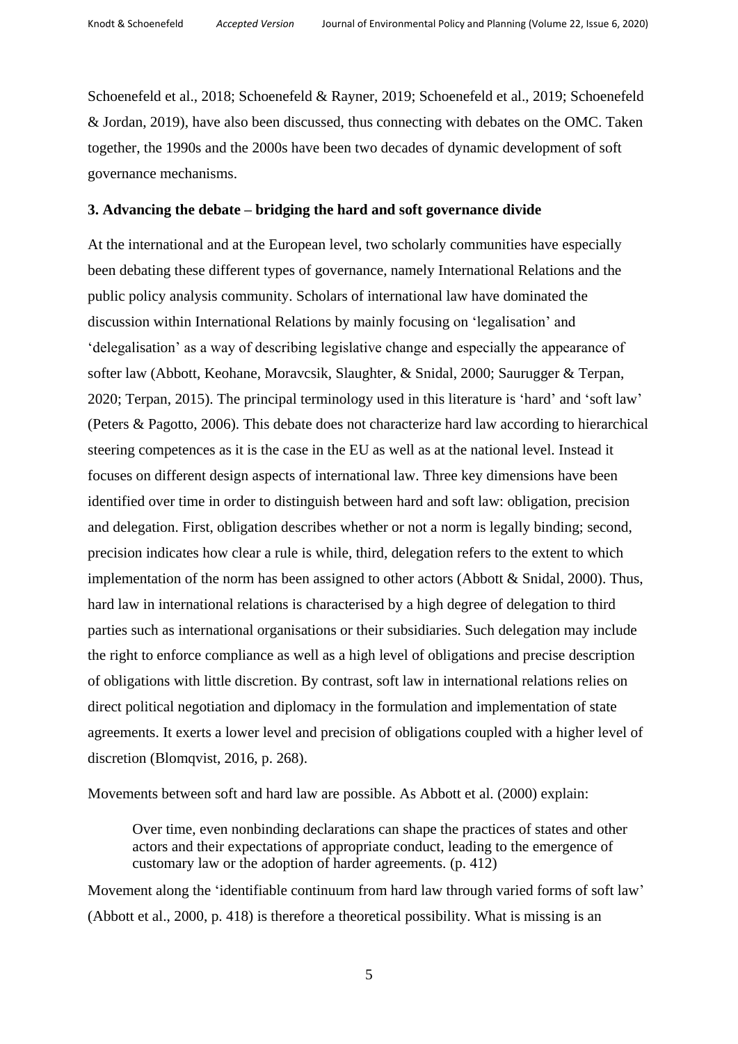Schoenefeld et al., 2018; Schoenefeld & Rayner, 2019; Schoenefeld et al., 2019; Schoenefeld & Jordan, 2019), have also been discussed, thus connecting with debates on the OMC. Taken together, the 1990s and the 2000s have been two decades of dynamic development of soft governance mechanisms.

### 3. Advancing the debate – bridging the hard and soft governance divide

At the international and at the European level, two scholarly communities have especially been debating these different types of governance, namely International Relations and the public policy analysis community. Scholars of international law have dominated the discussion within International Relations by mainly focusing on 'legalisation' and 'delegalisation' as a way of describing legislative change and especially the appearance of softer law (Abbott, Keohane, Moravcsik, Slaughter, & Snidal, 2000; Saurugger & Terpan, 2020; Terpan, 2015). The principal terminology used in this literature is 'hard' and 'soft law' (Peters & Pagotto, 2006). This debate does not characterize hard law according to hierarchical steering competences as it is the case in the EU as well as at the national level. Instead it focuses on different design aspects of international law. Three key dimensions have been identified over time in order to distinguish between hard and soft law: obligation, precision and delegation. First, obligation describes whether or not a norm is legally binding; second, precision indicates how clear a rule is while, third, delegation refers to the extent to which implementation of the norm has been assigned to other actors (Abbott & Snidal, 2000). Thus, hard law in international relations is characterised by a high degree of delegation to third parties such as international organisations or their subsidiaries. Such delegation may include the right to enforce compliance as well as a high level of obligations and precise description of obligations with little discretion. By contrast, soft law in international relations relies on direct political negotiation and diplomacy in the formulation and implementation of state agreements. It exerts a lower level and precision of obligations coupled with a higher level of discretion (Blomqvist, 2016, p. 268).

Movements between soft and hard law are possible. As Abbott et al. (2000) explain:

> Over time, even nonbinding declarations can shape the practices of states and other actors and their expectations of appropriate conduct, leading to the emergence of customary law or the adoption of harder agreements. (p. 412)

Movement along the 'identifiable continuum from hard law through varied forms of soft law' (Abbott et al., 2000, p. 418) is therefore a theoretical possibility. What is missing is an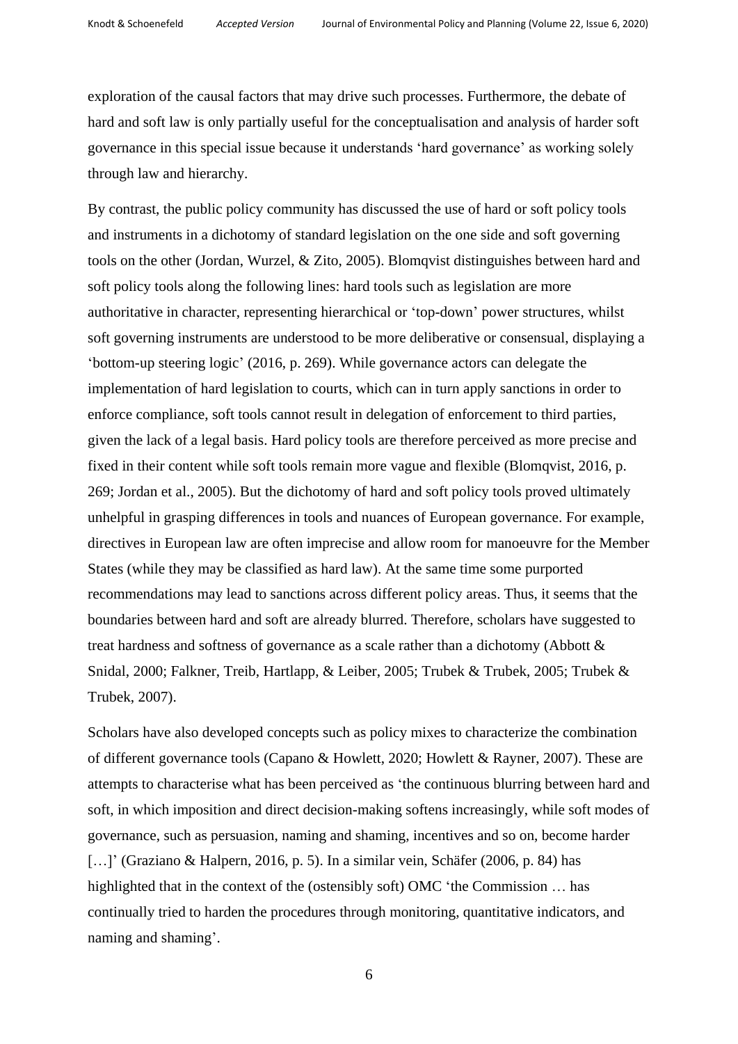exploration of the causal factors that may drive such processes. Furthermore, the debate of hard and soft law is only partially useful for the conceptualisation and analysis of harder soft governance in this special issue because it understands 'hard governance' as working solely through law and hierarchy.

By contrast, the public policy community has discussed the use of hard or soft policy tools and instruments in a dichotomy of standard legislation on the one side and soft governing tools on the other (Jordan, Wurzel, & Zito, 2005). Blomqvist distinguishes between hard and soft policy tools along the following lines: hard tools such as legislation are more authoritative in character, representing hierarchical or 'top-down' power structures, whilst soft governing instruments are understood to be more deliberative or consensual, displaying a 'bottom-up steering logic' (2016, p. 269). While governance actors can delegate the implementation of hard legislation to courts, which can in turn apply sanctions in order to enforce compliance, soft tools cannot result in delegation of enforcement to third parties, given the lack of a legal basis. Hard policy tools are therefore perceived as more precise and fixed in their content while soft tools remain more vague and flexible (Blomqvist, 2016, p. 269; Jordan et al., 2005). But the dichotomy of hard and soft policy tools proved ultimately unhelpful in grasping differences in tools and nuances of European governance. For example, directives in European law are often imprecise and allow room for manoeuvre for the Member States (while they may be classified as hard law). At the same time some purported recommendations may lead to sanctions across different policy areas. Thus, it seems that the boundaries between hard and soft are already blurred. Therefore, scholars have suggested to treat hardness and softness of governance as a scale rather than a dichotomy (Abbott & Snidal, 2000; Falkner, Treib, Hartlapp, & Leiber, 2005; Trubek & Trubek, 2005; Trubek & Trubek, 2007).

Scholars have also developed concepts such as policy mixes to characterize the combination of different governance tools (Capano & Howlett, 2020; Howlett & Rayner, 2007). These are attempts to characterise what has been perceived as 'the continuous blurring between hard and soft, in which imposition and direct decision-making softens increasingly, while soft modes of governance, such as persuasion, naming and shaming, incentives and so on, become harder […]' (Graziano & Halpern, 2016, p. 5). In a similar vein, Schäfer (2006, p. 84) has highlighted that in the context of the (ostensibly soft) OMC 'the Commission … has continually tried to harden the procedures through monitoring, quantitative indicators, and naming and shaming'.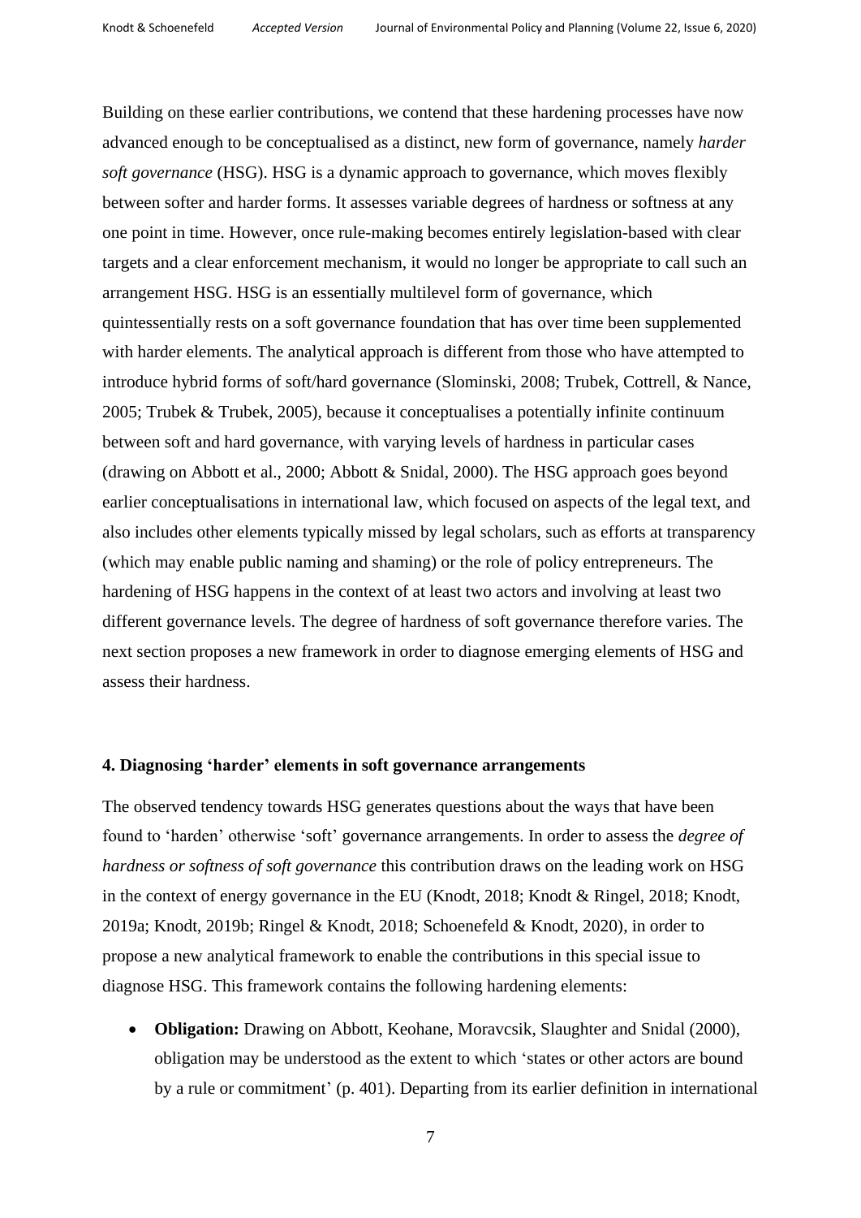Building on these earlier contributions, we contend that these hardening processes have now advanced enough to be conceptualised as a distinct, new form of governance, namely *harder soft governance* (HSG). HSG is a dynamic approach to governance, which moves flexibly between softer and harder forms. It assesses variable degrees of hardness or softness at any one point in time. However, once rule-making becomes entirely legislation-based with clear targets and a clear enforcement mechanism, it would no longer be appropriate to call such an arrangement HSG. HSG is an essentially multilevel form of governance, which quintessentially rests on a soft governance foundation that has over time been supplemented with harder elements. The analytical approach is different from those who have attempted to introduce hybrid forms of soft/hard governance (Slominski, 2008; Trubek, Cottrell, & Nance, 2005; Trubek & Trubek, 2005), because it conceptualises a potentially infinite continuum between soft and hard governance, with varying levels of hardness in particular cases (drawing on Abbott et al., 2000; Abbott & Snidal, 2000). The HSG approach goes beyond earlier conceptualisations in international law, which focused on aspects of the legal text, and also includes other elements typically missed by legal scholars, such as efforts at transparency (which may enable public naming and shaming) or the role of policy entrepreneurs. The hardening of HSG happens in the context of at least two actors and involving at least two different governance levels. The degree of hardness of soft governance therefore varies. The next section proposes a new framework in order to diagnose emerging elements of HSG and assess their hardness.

#### 4. Diagnosing 'harder' elements in soft governance arrangements

The observed tendency towards HSG generates questions about the ways that have been found to 'harden' otherwise 'soft' governance arrangements. In order to assess the *degree of hardness or softness of soft governance* this contribution draws on the leading work on HSG in the context of energy governance in the EU (Knodt, 2018; Knodt & Ringel, 2018; Knodt, 2019a; Knodt, 2019b; Ringel & Knodt, 2018; Schoenefeld & Knodt, 2020), in order to propose a new analytical framework to enable the contributions in this special issue to diagnose HSG. This framework contains the following hardening elements:

- **Obligation:** Drawing on Abbott, Keohane, Moravcsik, Slaughter and Snidal (2000), obligation may be understood as the extent to which 'states or other actors are bound by a rule or commitment' (p. 401). Departing from its earlier definition in international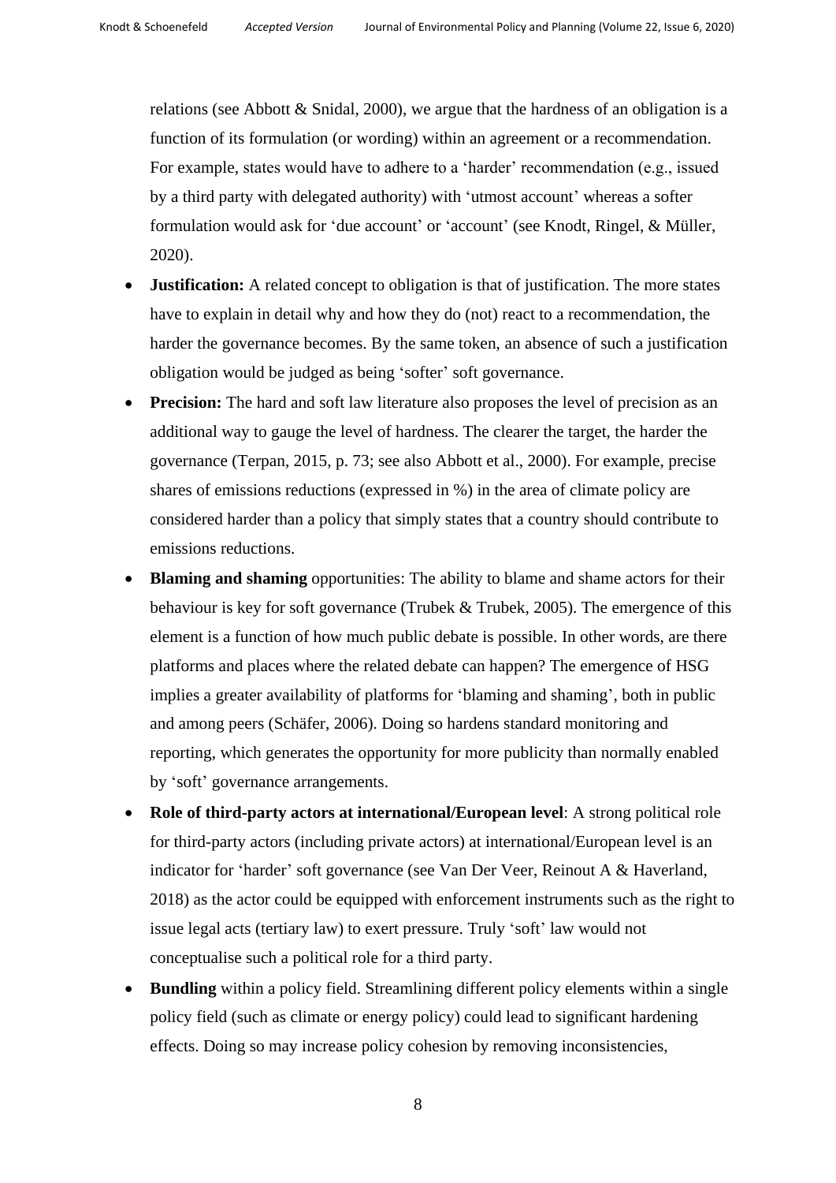relations (see Abbott & Snidal, 2000), we argue that the hardness of an obligation is a function of its formulation (or wording) within an agreement or a recommendation. For example, states would have to adhere to a 'harder' recommendation (e.g., issued by a third party with delegated authority) with 'utmost account' whereas a softer formulation would ask for 'due account' or 'account' (see Knodt, Ringel, & Müller, 2020).

- **Justification:** A related concept to obligation is that of justification. The more states have to explain in detail why and how they do (not) react to a recommendation, the harder the governance becomes. By the same token, an absence of such a justification obligation would be judged as being 'softer' soft governance.
- **Precision:** The hard and soft law literature also proposes the level of precision as an additional way to gauge the level of hardness. The clearer the target, the harder the governance (Terpan, 2015, p. 73; see also Abbott et al., 2000). For example, precise shares of emissions reductions (expressed in %) in the area of climate policy are considered harder than a policy that simply states that a country should contribute to emissions reductions.
- **Blaming and shaming** opportunities: The ability to blame and shame actors for their behaviour is key for soft governance (Trubek & Trubek, 2005). The emergence of this element is a function of how much public debate is possible. In other words, are there platforms and places where the related debate can happen? The emergence of HSG implies a greater availability of platforms for 'blaming and shaming', both in public and among peers (Schäfer, 2006). Doing so hardens standard monitoring and reporting, which generates the opportunity for more publicity than normally enabled by 'soft' governance arrangements.
- **Role of third-party actors at international/European level**: A strong political role for third-party actors (including private actors) at international/European level is an indicator for 'harder' soft governance (see Van Der Veer, Reinout A & Haverland, 2018) as the actor could be equipped with enforcement instruments such as the right to issue legal acts (tertiary law) to exert pressure. Truly 'soft' law would not conceptualise such a political role for a third party.
- **Bundling** within a policy field. Streamlining different policy elements within a single policy field (such as climate or energy policy) could lead to significant hardening effects. Doing so may increase policy cohesion by removing inconsistencies,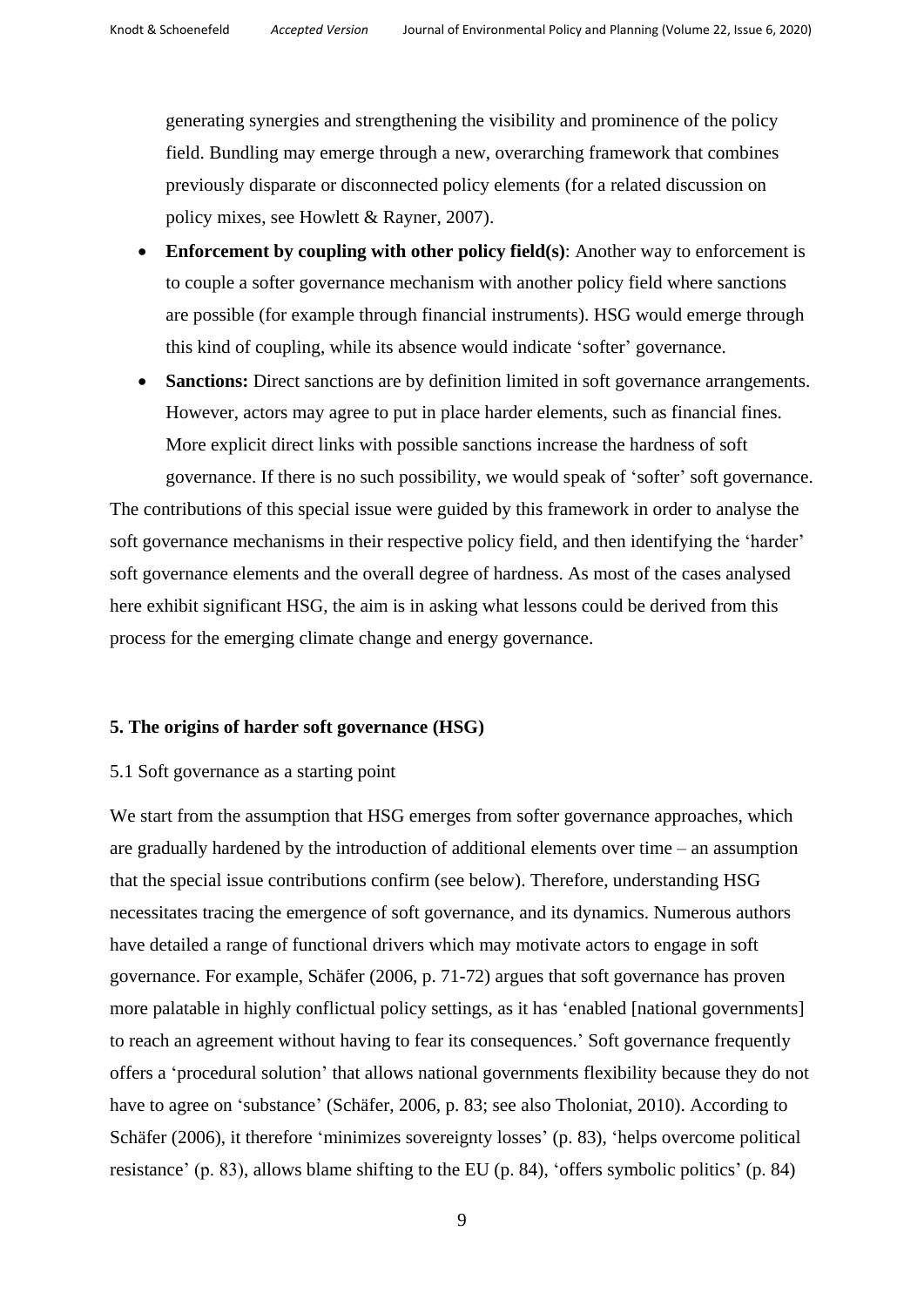generating synergies and strengthening the visibility and prominence of the policy field. Bundling may emerge through a new, overarching framework that combines previously disparate or disconnected policy elements (for a related discussion on policy mixes, see Howlett & Rayner, 2007).

- **Enforcement by coupling with other policy field(s)**: Another way to enforcement is to couple a softer governance mechanism with another policy field where sanctions are possible (for example through financial instruments). HSG would emerge through this kind of coupling, while its absence would indicate 'softer' governance.
- **Sanctions:** Direct sanctions are by definition limited in soft governance arrangements. However, actors may agree to put in place harder elements, such as financial fines. More explicit direct links with possible sanctions increase the hardness of soft governance. If there is no such possibility, we would speak of 'softer' soft governance.

The contributions of this special issue were guided by this framework in order to analyse the soft governance mechanisms in their respective policy field, and then identifying the 'harder' soft governance elements and the overall degree of hardness. As most of the cases analysed here exhibit significant HSG, the aim is in asking what lessons could be derived from this process for the emerging climate change and energy governance.

## 5. The origins of harder soft governance (HSG)

### 5.1 Soft governance as a starting point

We start from the assumption that HSG emerges from softer governance approaches, which are gradually hardened by the introduction of additional elements over time – an assumption that the special issue contributions confirm (see below). Therefore, understanding HSG necessitates tracing the emergence of soft governance, and its dynamics. Numerous authors have detailed a range of functional drivers which may motivate actors to engage in soft governance. For example, Schäfer (2006, p. 71-72) argues that soft governance has proven more palatable in highly conflictual policy settings, as it has 'enabled [national governments] to reach an agreement without having to fear its consequences.' Soft governance frequently offers a 'procedural solution' that allows national governments flexibility because they do not have to agree on 'substance' (Schäfer, 2006, p. 83; see also Tholoniat, 2010). According to Schäfer (2006), it therefore 'minimizes sovereignty losses' (p. 83), 'helps overcome political resistance' (p. 83), allows blame shifting to the EU (p. 84), 'offers symbolic politics' (p. 84)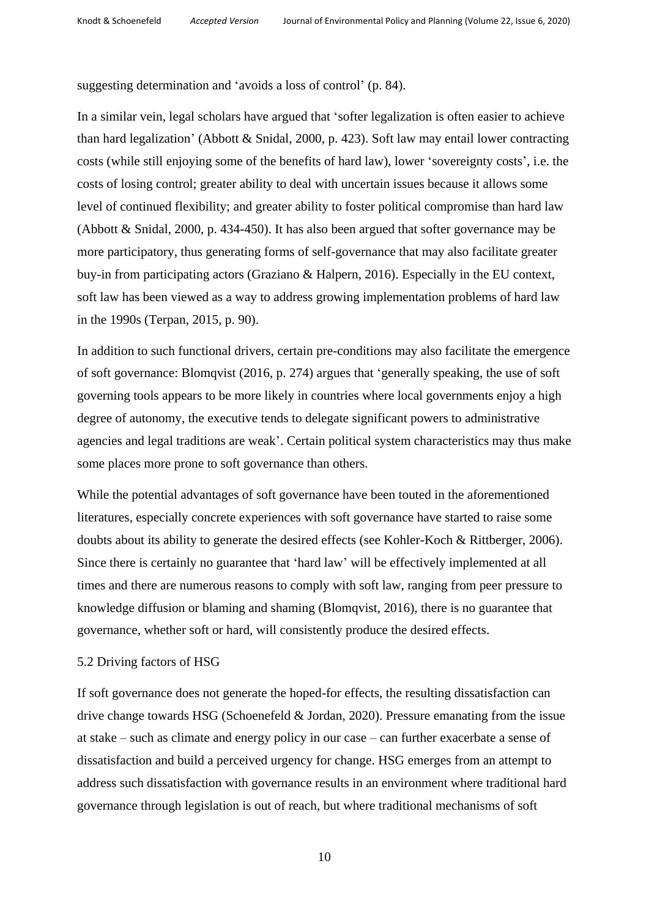suggesting determination and 'avoids a loss of control' (p. 84).

In a similar vein, legal scholars have argued that 'softer legalization is often easier to achieve than hard legalization' (Abbott & Snidal, 2000, p. 423). Soft law may entail lower contracting costs (while still enjoying some of the benefits of hard law), lower 'sovereignty costs', i.e. the costs of losing control; greater ability to deal with uncertain issues because it allows some level of continued flexibility; and greater ability to foster political compromise than hard law (Abbott & Snidal, 2000, p. 434-450). It has also been argued that softer governance may be more participatory, thus generating forms of self-governance that may also facilitate greater buy-in from participating actors (Graziano & Halpern, 2016). Especially in the EU context, soft law has been viewed as a way to address growing implementation problems of hard law in the 1990s (Terpan, 2015, p. 90).

In addition to such functional drivers, certain pre-conditions may also facilitate the emergence of soft governance: Blomqvist (2016, p. 274) argues that 'generally speaking, the use of soft governing tools appears to be more likely in countries where local governments enjoy a high degree of autonomy, the executive tends to delegate significant powers to administrative agencies and legal traditions are weak'. Certain political system characteristics may thus make some places more prone to soft governance than others.

While the potential advantages of soft governance have been touted in the aforementioned literatures, especially concrete experiences with soft governance have started to raise some doubts about its ability to generate the desired effects (see Kohler-Koch & Rittberger, 2006). Since there is certainly no guarantee that 'hard law' will be effectively implemented at all times and there are numerous reasons to comply with soft law, ranging from peer pressure to knowledge diffusion or blaming and shaming (Blomqvist, 2016), there is no guarantee that governance, whether soft or hard, will consistently produce the desired effects.

### 5.2 Driving factors of HSG

If soft governance does not generate the hoped-for effects, the resulting dissatisfaction can drive change towards HSG (Schoenefeld & Jordan, 2020). Pressure emanating from the issue at stake – such as climate and energy policy in our case – can further exacerbate a sense of dissatisfaction and build a perceived urgency for change. HSG emerges from an attempt to address such dissatisfaction with governance results in an environment where traditional hard governance through legislation is out of reach, but where traditional mechanisms of soft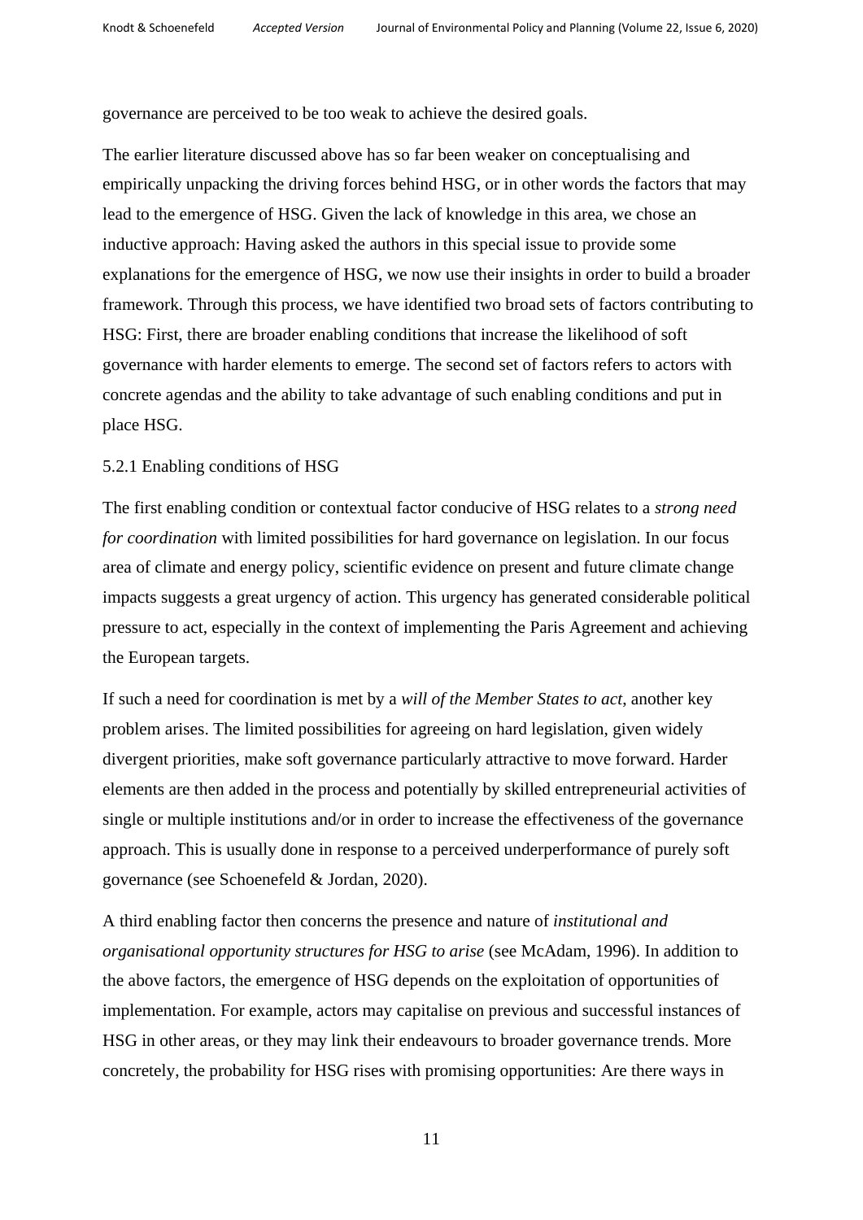governance are perceived to be too weak to achieve the desired goals.

The earlier literature discussed above has so far been weaker on conceptualising and empirically unpacking the driving forces behind HSG, or in other words the factors that may lead to the emergence of HSG. Given the lack of knowledge in this area, we chose an inductive approach: Having asked the authors in this special issue to provide some explanations for the emergence of HSG, we now use their insights in order to build a broader framework. Through this process, we have identified two broad sets of factors contributing to HSG: First, there are broader enabling conditions that increase the likelihood of soft governance with harder elements to emerge. The second set of factors refers to actors with concrete agendas and the ability to take advantage of such enabling conditions and put in place HSG.

### 5.2.1 Enabling conditions of HSG

The first enabling condition or contextual factor conducive of HSG relates to a *strong need for coordination* with limited possibilities for hard governance on legislation. In our focus area of climate and energy policy, scientific evidence on present and future climate change impacts suggests a great urgency of action. This urgency has generated considerable political pressure to act, especially in the context of implementing the Paris Agreement and achieving the European targets.

If such a need for coordination is met by a *will of the Member States to act*, another key problem arises. The limited possibilities for agreeing on hard legislation, given widely divergent priorities, make soft governance particularly attractive to move forward. Harder elements are then added in the process and potentially by skilled entrepreneurial activities of single or multiple institutions and/or in order to increase the effectiveness of the governance approach. This is usually done in response to a perceived underperformance of purely soft governance (see Schoenefeld & Jordan, 2020).

A third enabling factor then concerns the presence and nature of *institutional and organisational opportunity structures for HSG to arise* (see McAdam, 1996). In addition to the above factors, the emergence of HSG depends on the exploitation of opportunities of implementation. For example, actors may capitalise on previous and successful instances of HSG in other areas, or they may link their endeavours to broader governance trends. More concretely, the probability for HSG rises with promising opportunities: Are there ways in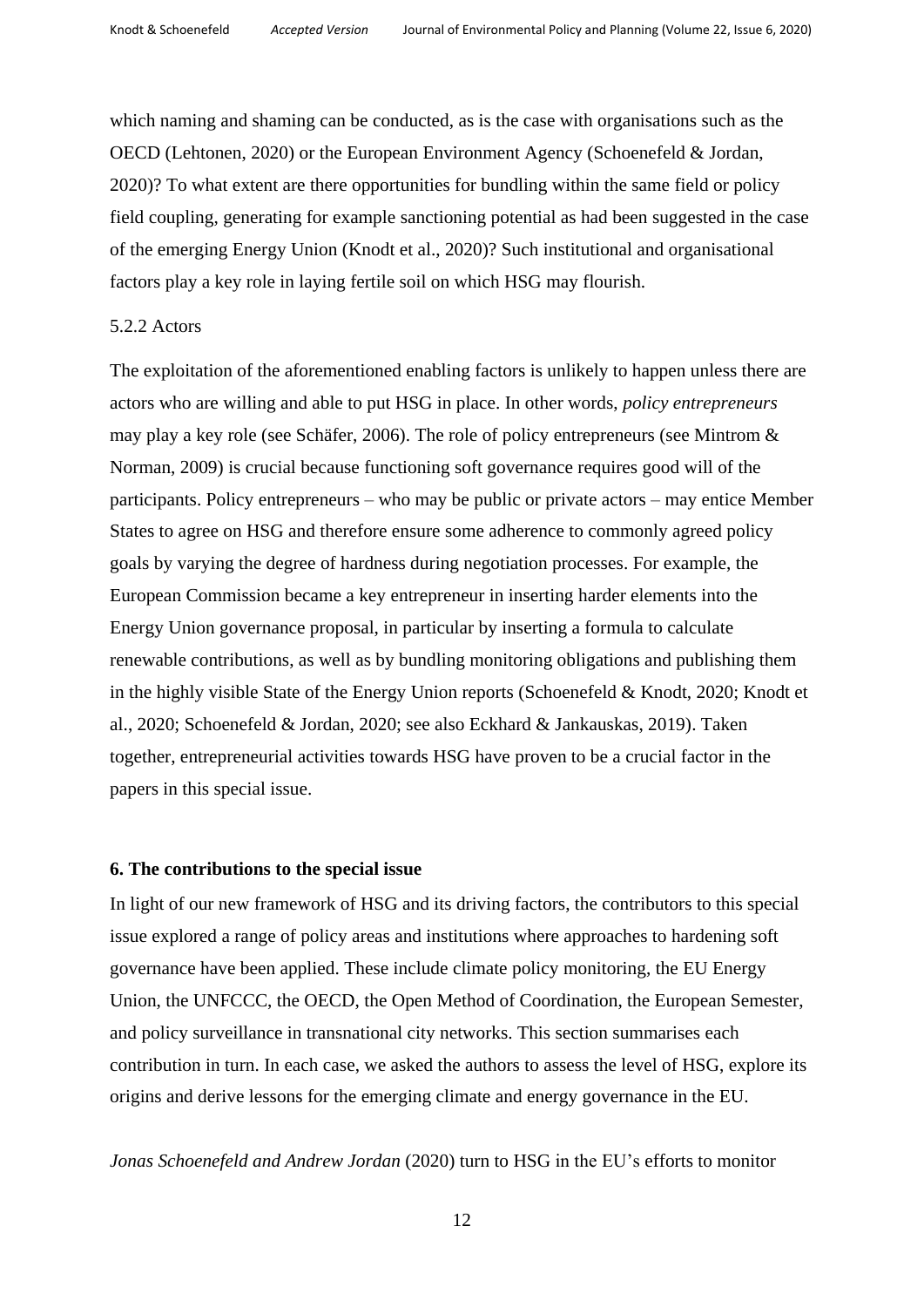which naming and shaming can be conducted, as is the case with organisations such as the OECD (Lehtonen, 2020) or the European Environment Agency (Schoenefeld & Jordan, 2020)? To what extent are there opportunities for bundling within the same field or policy field coupling, generating for example sanctioning potential as had been suggested in the case of the emerging Energy Union (Knodt et al., 2020)? Such institutional and organisational factors play a key role in laying fertile soil on which HSG may flourish.

#### 5.2.2 Actors

The exploitation of the aforementioned enabling factors is unlikely to happen unless there are actors who are willing and able to put HSG in place. In other words, *policy entrepreneurs* may play a key role (see Schäfer, 2006). The role of policy entrepreneurs (see Mintrom & Norman, 2009) is crucial because functioning soft governance requires good will of the participants. Policy entrepreneurs – who may be public or private actors – may entice Member States to agree on HSG and therefore ensure some adherence to commonly agreed policy goals by varying the degree of hardness during negotiation processes. For example, the European Commission became a key entrepreneur in inserting harder elements into the Energy Union governance proposal, in particular by inserting a formula to calculate renewable contributions, as well as by bundling monitoring obligations and publishing them in the highly visible State of the Energy Union reports (Schoenefeld & Knodt, 2020; Knodt et al., 2020; Schoenefeld & Jordan, 2020; see also Eckhard & Jankauskas, 2019). Taken together, entrepreneurial activities towards HSG have proven to be a crucial factor in the papers in this special issue.

## 6. The contributions to the special issue

In light of our new framework of HSG and its driving factors, the contributors to this special issue explored a range of policy areas and institutions where approaches to hardening soft governance have been applied. These include climate policy monitoring, the EU Energy Union, the UNFCCC, the OECD, the Open Method of Coordination, the European Semester, and policy surveillance in transnational city networks. This section summarises each contribution in turn. In each case, we asked the authors to assess the level of HSG, explore its origins and derive lessons for the emerging climate and energy governance in the EU.

*Jonas Schoenefeld and Andrew Jordan* (2020) turn to HSG in the EU's efforts to monitor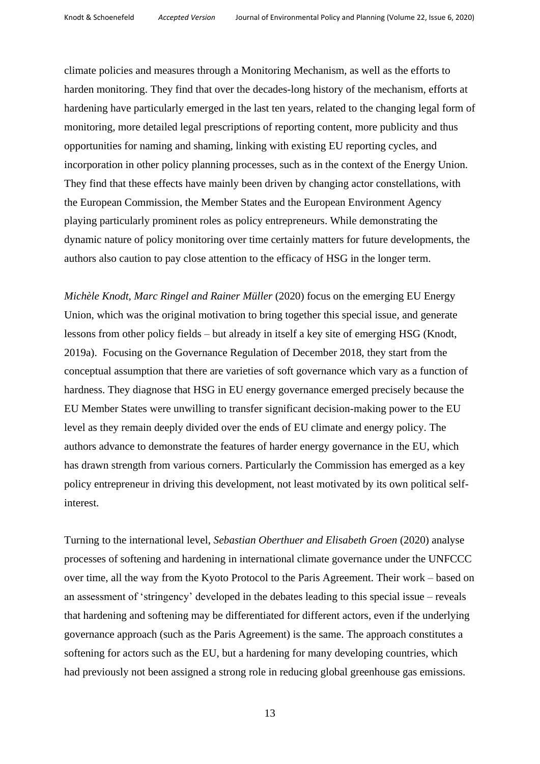climate policies and measures through a Monitoring Mechanism, as well as the efforts to harden monitoring. They find that over the decades-long history of the mechanism, efforts at hardening have particularly emerged in the last ten years, related to the changing legal form of monitoring, more detailed legal prescriptions of reporting content, more publicity and thus opportunities for naming and shaming, linking with existing EU reporting cycles, and incorporation in other policy planning processes, such as in the context of the Energy Union. They find that these effects have mainly been driven by changing actor constellations, with the European Commission, the Member States and the European Environment Agency playing particularly prominent roles as policy entrepreneurs. While demonstrating the dynamic nature of policy monitoring over time certainly matters for future developments, the authors also caution to pay close attention to the efficacy of HSG in the longer term.

*Michèle Knodt, Marc Ringel and Rainer Müller* (2020) focus on the emerging EU Energy Union, which was the original motivation to bring together this special issue, and generate lessons from other policy fields – but already in itself a key site of emerging HSG (Knodt, 2019a). Focusing on the Governance Regulation of December 2018, they start from the conceptual assumption that there are varieties of soft governance which vary as a function of hardness. They diagnose that HSG in EU energy governance emerged precisely because the EU Member States were unwilling to transfer significant decision-making power to the EU level as they remain deeply divided over the ends of EU climate and energy policy. The authors advance to demonstrate the features of harder energy governance in the EU, which has drawn strength from various corners. Particularly the Commission has emerged as a key policy entrepreneur in driving this development, not least motivated by its own political self-interest.

Turning to the international level, *Sebastian Oberthuer and Elisabeth Groen* (2020) analyse processes of softening and hardening in international climate governance under the UNFCCC over time, all the way from the Kyoto Protocol to the Paris Agreement. Their work – based on an assessment of 'stringency' developed in the debates leading to this special issue – reveals that hardening and softening may be differentiated for different actors, even if the underlying governance approach (such as the Paris Agreement) is the same. The approach constitutes a softening for actors such as the EU, but a hardening for many developing countries, which had previously not been assigned a strong role in reducing global greenhouse gas emissions.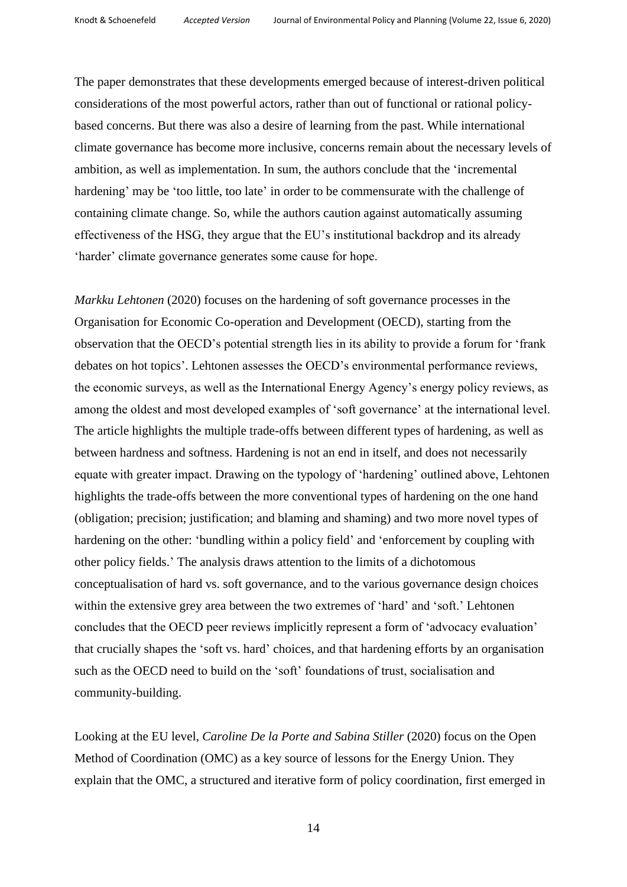The paper demonstrates that these developments emerged because of interest-driven political considerations of the most powerful actors, rather than out of functional or rational policy-based concerns. But there was also a desire of learning from the past. While international climate governance has become more inclusive, concerns remain about the necessary levels of ambition, as well as implementation. In sum, the authors conclude that the 'incremental hardening' may be 'too little, too late' in order to be commensurate with the challenge of containing climate change. So, while the authors caution against automatically assuming effectiveness of the HSG, they argue that the EU's institutional backdrop and its already 'harder' climate governance generates some cause for hope.

*Markku Lehtonen* (2020) focuses on the hardening of soft governance processes in the Organisation for Economic Co-operation and Development (OECD), starting from the observation that the OECD's potential strength lies in its ability to provide a forum for 'frank debates on hot topics'. Lehtonen assesses the OECD's environmental performance reviews, the economic surveys, as well as the International Energy Agency's energy policy reviews, as among the oldest and most developed examples of 'soft governance' at the international level. The article highlights the multiple trade-offs between different types of hardening, as well as between hardness and softness. Hardening is not an end in itself, and does not necessarily equate with greater impact. Drawing on the typology of 'hardening' outlined above, Lehtonen highlights the trade-offs between the more conventional types of hardening on the one hand (obligation; precision; justification; and blaming and shaming) and two more novel types of hardening on the other: 'bundling within a policy field' and 'enforcement by coupling with other policy fields.' The analysis draws attention to the limits of a dichotomous conceptualisation of hard vs. soft governance, and to the various governance design choices within the extensive grey area between the two extremes of 'hard' and 'soft.' Lehtonen concludes that the OECD peer reviews implicitly represent a form of 'advocacy evaluation' that crucially shapes the 'soft vs. hard' choices, and that hardening efforts by an organisation such as the OECD need to build on the 'soft' foundations of trust, socialisation and community-building.

Looking at the EU level, *Caroline De la Porte and Sabina Stiller* (2020) focus on the Open Method of Coordination (OMC) as a key source of lessons for the Energy Union. They explain that the OMC, a structured and iterative form of policy coordination, first emerged in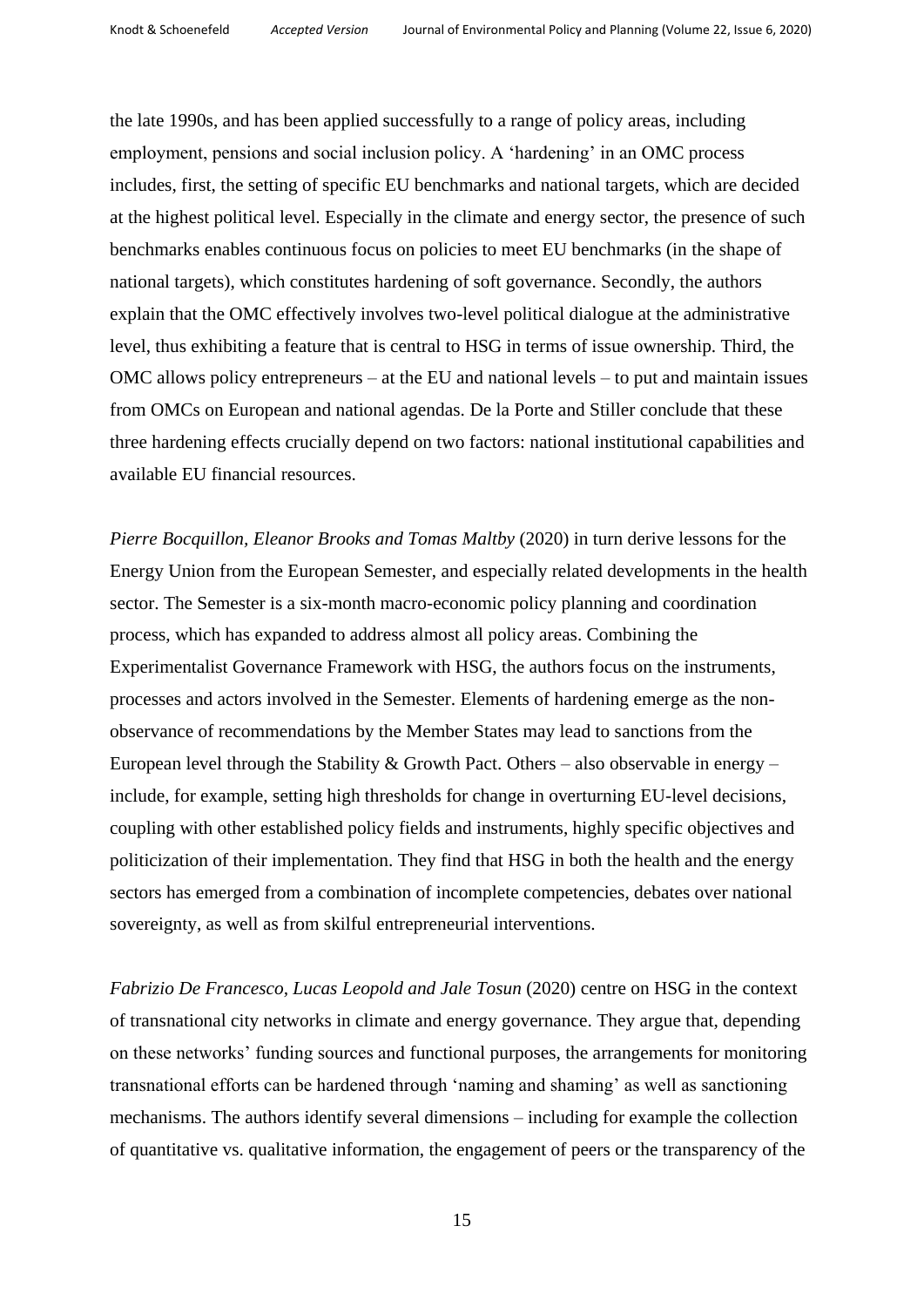the late 1990s, and has been applied successfully to a range of policy areas, including employment, pensions and social inclusion policy. A 'hardening' in an OMC process includes, first, the setting of specific EU benchmarks and national targets, which are decided at the highest political level. Especially in the climate and energy sector, the presence of such benchmarks enables continuous focus on policies to meet EU benchmarks (in the shape of national targets), which constitutes hardening of soft governance. Secondly, the authors explain that the OMC effectively involves two-level political dialogue at the administrative level, thus exhibiting a feature that is central to HSG in terms of issue ownership. Third, the OMC allows policy entrepreneurs – at the EU and national levels – to put and maintain issues from OMCs on European and national agendas. De la Porte and Stiller conclude that these three hardening effects crucially depend on two factors: national institutional capabilities and available EU financial resources.

*Pierre Bocquillon, Eleanor Brooks and Tomas Maltby* (2020) in turn derive lessons for the Energy Union from the European Semester, and especially related developments in the health sector. The Semester is a six-month macro-economic policy planning and coordination process, which has expanded to address almost all policy areas. Combining the Experimentalist Governance Framework with HSG, the authors focus on the instruments, processes and actors involved in the Semester. Elements of hardening emerge as the non-observance of recommendations by the Member States may lead to sanctions from the European level through the Stability & Growth Pact. Others – also observable in energy – include, for example, setting high thresholds for change in overturning EU-level decisions, coupling with other established policy fields and instruments, highly specific objectives and politicization of their implementation. They find that HSG in both the health and the energy sectors has emerged from a combination of incomplete competencies, debates over national sovereignty, as well as from skilful entrepreneurial interventions.

*Fabrizio De Francesco, Lucas Leopold and Jale Tosun* (2020) centre on HSG in the context of transnational city networks in climate and energy governance. They argue that, depending on these networks' funding sources and functional purposes, the arrangements for monitoring transnational efforts can be hardened through 'naming and shaming' as well as sanctioning mechanisms. The authors identify several dimensions – including for example the collection of quantitative vs. qualitative information, the engagement of peers or the transparency of the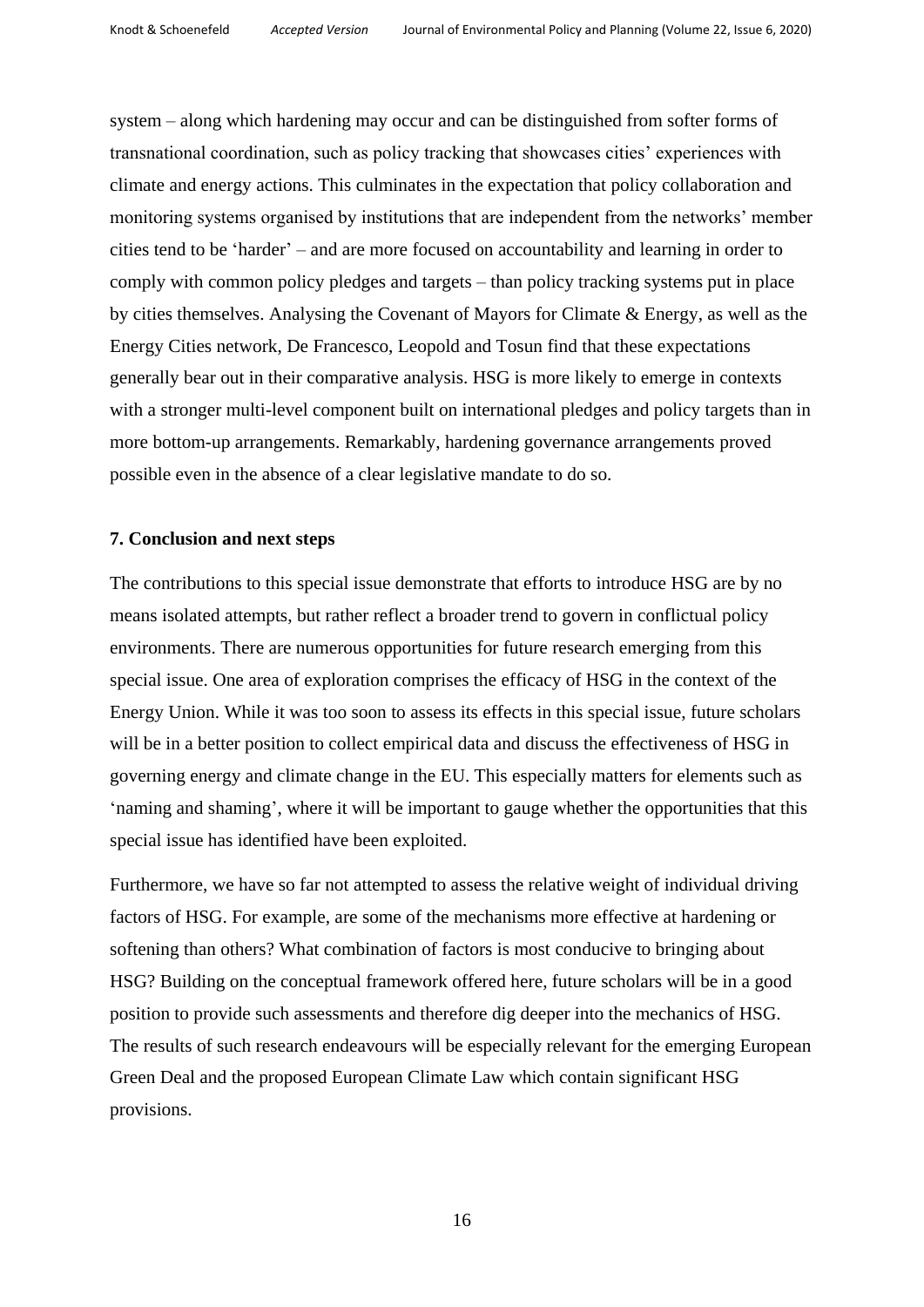system – along which hardening may occur and can be distinguished from softer forms of transnational coordination, such as policy tracking that showcases cities' experiences with climate and energy actions. This culminates in the expectation that policy collaboration and monitoring systems organised by institutions that are independent from the networks' member cities tend to be 'harder' – and are more focused on accountability and learning in order to comply with common policy pledges and targets – than policy tracking systems put in place by cities themselves. Analysing the Covenant of Mayors for Climate & Energy, as well as the Energy Cities network, De Francesco, Leopold and Tosun find that these expectations generally bear out in their comparative analysis. HSG is more likely to emerge in contexts with a stronger multi-level component built on international pledges and policy targets than in more bottom-up arrangements. Remarkably, hardening governance arrangements proved possible even in the absence of a clear legislative mandate to do so.

## 7. Conclusion and next steps

The contributions to this special issue demonstrate that efforts to introduce HSG are by no means isolated attempts, but rather reflect a broader trend to govern in conflictual policy environments. There are numerous opportunities for future research emerging from this special issue. One area of exploration comprises the efficacy of HSG in the context of the Energy Union. While it was too soon to assess its effects in this special issue, future scholars will be in a better position to collect empirical data and discuss the effectiveness of HSG in governing energy and climate change in the EU. This especially matters for elements such as 'naming and shaming', where it will be important to gauge whether the opportunities that this special issue has identified have been exploited.

Furthermore, we have so far not attempted to assess the relative weight of individual driving factors of HSG. For example, are some of the mechanisms more effective at hardening or softening than others? What combination of factors is most conducive to bringing about HSG? Building on the conceptual framework offered here, future scholars will be in a good position to provide such assessments and therefore dig deeper into the mechanics of HSG. The results of such research endeavours will be especially relevant for the emerging European Green Deal and the proposed European Climate Law which contain significant HSG provisions.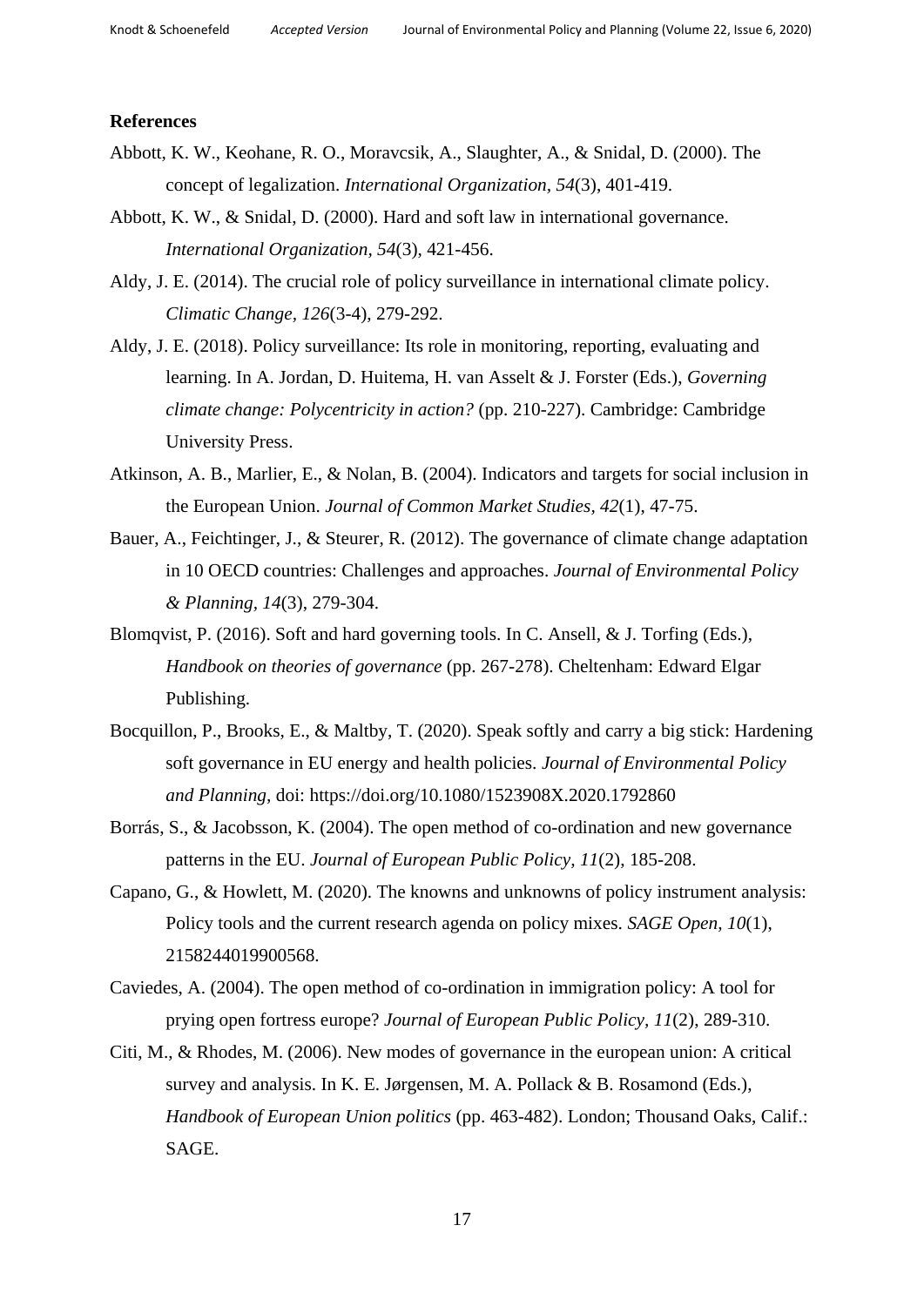**References**

Abbott, K. W., Keohane, R. O., Moravcsik, A., Slaughter, A., & Snidal, D. (2000). The concept of legalization. *International Organization, 54*(3), 401-419.

Abbott, K. W., & Snidal, D. (2000). Hard and soft law in international governance. *International Organization, 54*(3), 421-456.

Aldy, J. E. (2014). The crucial role of policy surveillance in international climate policy. *Climatic Change, 126*(3-4), 279-292.

Aldy, J. E. (2018). Policy surveillance: Its role in monitoring, reporting, evaluating and learning. In A. Jordan, D. Huitema, H. van Asselt & J. Forster (Eds.), *Governing climate change: Polycentricity in action?* (pp. 210-227). Cambridge: Cambridge University Press.

Atkinson, A. B., Marlier, E., & Nolan, B. (2004). Indicators and targets for social inclusion in the European Union. *Journal of Common Market Studies, 42*(1), 47-75.

Bauer, A., Feichtinger, J., & Steurer, R. (2012). The governance of climate change adaptation in 10 OECD countries: Challenges and approaches. *Journal of Environmental Policy & Planning, 14*(3), 279-304.

Blomqvist, P. (2016). Soft and hard governing tools. In C. Ansell, & J. Torfing (Eds.), *Handbook on theories of governance* (pp. 267-278). Cheltenham: Edward Elgar Publishing.

Bocquillon, P., Brooks, E., & Maltby, T. (2020). Speak softly and carry a big stick: Hardening soft governance in EU energy and health policies. *Journal of Environmental Policy and Planning*, doi: https://doi.org/10.1080/1523908X.2020.1792860

Borrás, S., & Jacobsson, K. (2004). The open method of co-ordination and new governance patterns in the EU. *Journal of European Public Policy, 11*(2), 185-208.

Capano, G., & Howlett, M. (2020). The knowns and unknowns of policy instrument analysis: Policy tools and the current research agenda on policy mixes. *SAGE Open, 10*(1), 2158244019900568.

Caviedes, A. (2004). The open method of co-ordination in immigration policy: A tool for prying open fortress europe? *Journal of European Public Policy, 11*(2), 289-310.

Citi, M., & Rhodes, M. (2006). New modes of governance in the european union: A critical survey and analysis. In K. E. Jørgensen, M. A. Pollack & B. Rosamond (Eds.), *Handbook of European Union politics* (pp. 463-482). London; Thousand Oaks, Calif.: SAGE.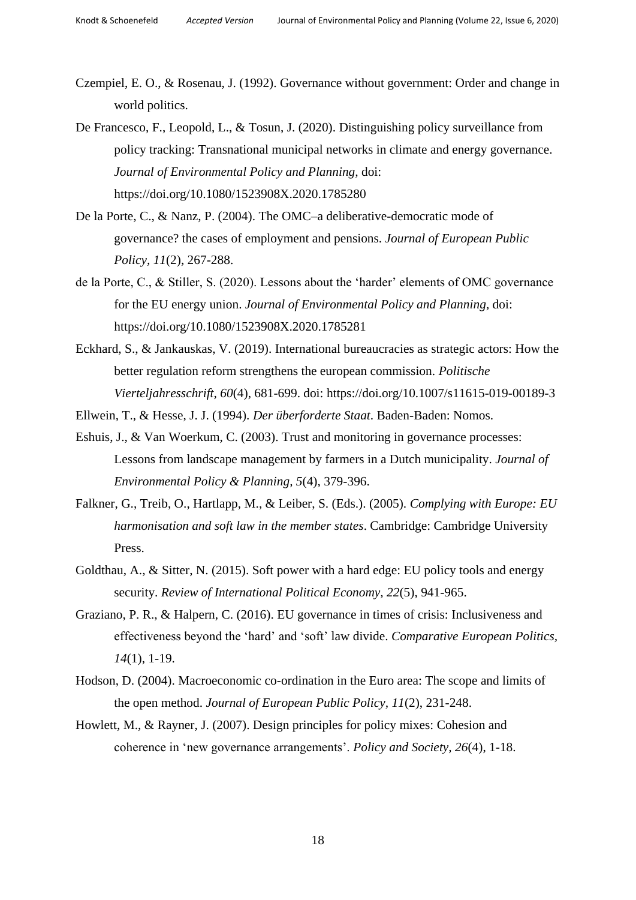Czempiel, E. O., & Rosenau, J. (1992). Governance without government: Order and change in world politics.

De Francesco, F., Leopold, L., & Tosun, J. (2020). Distinguishing policy surveillance from policy tracking: Transnational municipal networks in climate and energy governance. *Journal of Environmental Policy and Planning*, doi: https://doi.org/10.1080/1523908X.2020.1785280

De la Porte, C., & Nanz, P. (2004). The OMC–a deliberative-democratic mode of governance? the cases of employment and pensions. *Journal of European Public Policy, 11*(2), 267-288.

de la Porte, C., & Stiller, S. (2020). Lessons about the 'harder' elements of OMC governance for the EU energy union. *Journal of Environmental Policy and Planning*, doi: https://doi.org/10.1080/1523908X.2020.1785281

Eckhard, S., & Jankauskas, V. (2019). International bureaucracies as strategic actors: How the better regulation reform strengthens the european commission. *Politische Vierteljahresschrift, 60*(4), 681-699. doi: https://doi.org/10.1007/s11615-019-00189-3

Ellwein, T., & Hesse, J. J. (1994). *Der überforderte Staat*. Baden-Baden: Nomos.

Eshuis, J., & Van Woerkum, C. (2003). Trust and monitoring in governance processes: Lessons from landscape management by farmers in a Dutch municipality. *Journal of Environmental Policy & Planning, 5*(4), 379-396.

Falkner, G., Treib, O., Hartlapp, M., & Leiber, S. (Eds.). (2005). *Complying with Europe: EU harmonisation and soft law in the member states*. Cambridge: Cambridge University Press.

Goldthau, A., & Sitter, N. (2015). Soft power with a hard edge: EU policy tools and energy security. *Review of International Political Economy, 22*(5), 941-965.

Graziano, P. R., & Halpern, C. (2016). EU governance in times of crisis: Inclusiveness and effectiveness beyond the 'hard' and 'soft' law divide. *Comparative European Politics, 14*(1), 1-19.

Hodson, D. (2004). Macroeconomic co-ordination in the Euro area: The scope and limits of the open method. *Journal of European Public Policy, 11*(2), 231-248.

Howlett, M., & Rayner, J. (2007). Design principles for policy mixes: Cohesion and coherence in 'new governance arrangements'. *Policy and Society, 26*(4), 1-18.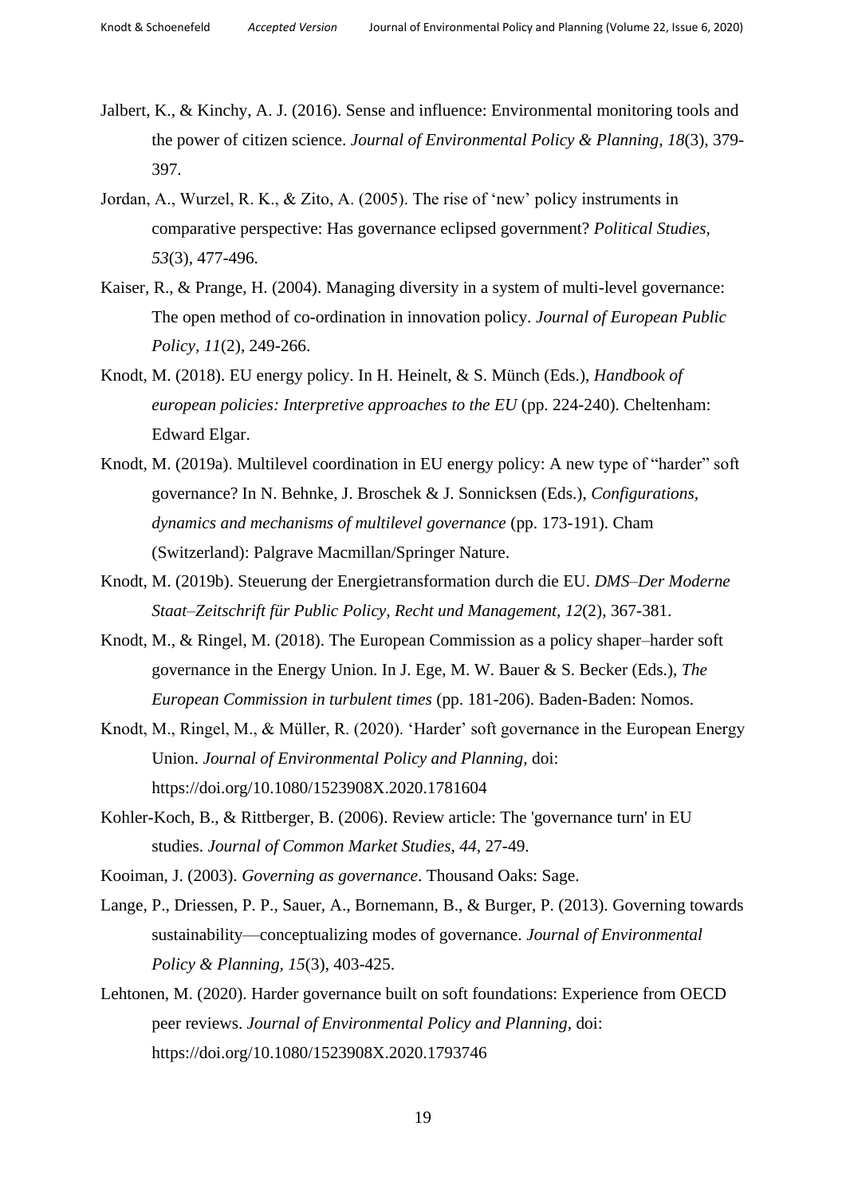Jalbert, K., & Kinchy, A. J. (2016). Sense and influence: Environmental monitoring tools and the power of citizen science. *Journal of Environmental Policy & Planning, 18*(3), 379-397.

Jordan, A., Wurzel, R. K., & Zito, A. (2005). The rise of 'new' policy instruments in comparative perspective: Has governance eclipsed government? *Political Studies, 53*(3), 477-496.

Kaiser, R., & Prange, H. (2004). Managing diversity in a system of multi-level governance: The open method of co-ordination in innovation policy. *Journal of European Public Policy, 11*(2), 249-266.

Knodt, M. (2018). EU energy policy. In H. Heinelt, & S. Münch (Eds.), *Handbook of european policies: Interpretive approaches to the EU* (pp. 224-240). Cheltenham: Edward Elgar.

Knodt, M. (2019a). Multilevel coordination in EU energy policy: A new type of "harder" soft governance? In N. Behnke, J. Broschek & J. Sonnicksen (Eds.), *Configurations, dynamics and mechanisms of multilevel governance* (pp. 173-191). Cham (Switzerland): Palgrave Macmillan/Springer Nature.

Knodt, M. (2019b). Steuerung der Energietransformation durch die EU. *DMS–Der Moderne Staat–Zeitschrift für Public Policy, Recht und Management, 12*(2), 367-381.

Knodt, M., & Ringel, M. (2018). The European Commission as a policy shaper–harder soft governance in the Energy Union. In J. Ege, M. W. Bauer & S. Becker (Eds.), *The European Commission in turbulent times* (pp. 181-206). Baden-Baden: Nomos.

Knodt, M., Ringel, M., & Müller, R. (2020). 'Harder' soft governance in the European Energy Union. *Journal of Environmental Policy and Planning,* doi: https://doi.org/10.1080/1523908X.2020.1781604

Kohler-Koch, B., & Rittberger, B. (2006). Review article: The 'governance turn' in EU studies. *Journal of Common Market Studies, 44*, 27-49.

Kooiman, J. (2003). *Governing as governance*. Thousand Oaks: Sage.

Lange, P., Driessen, P. P., Sauer, A., Bornemann, B., & Burger, P. (2013). Governing towards sustainability—conceptualizing modes of governance. *Journal of Environmental Policy & Planning, 15*(3), 403-425.

Lehtonen, M. (2020). Harder governance built on soft foundations: Experience from OECD peer reviews. *Journal of Environmental Policy and Planning,* doi: https://doi.org/10.1080/1523908X.2020.1793746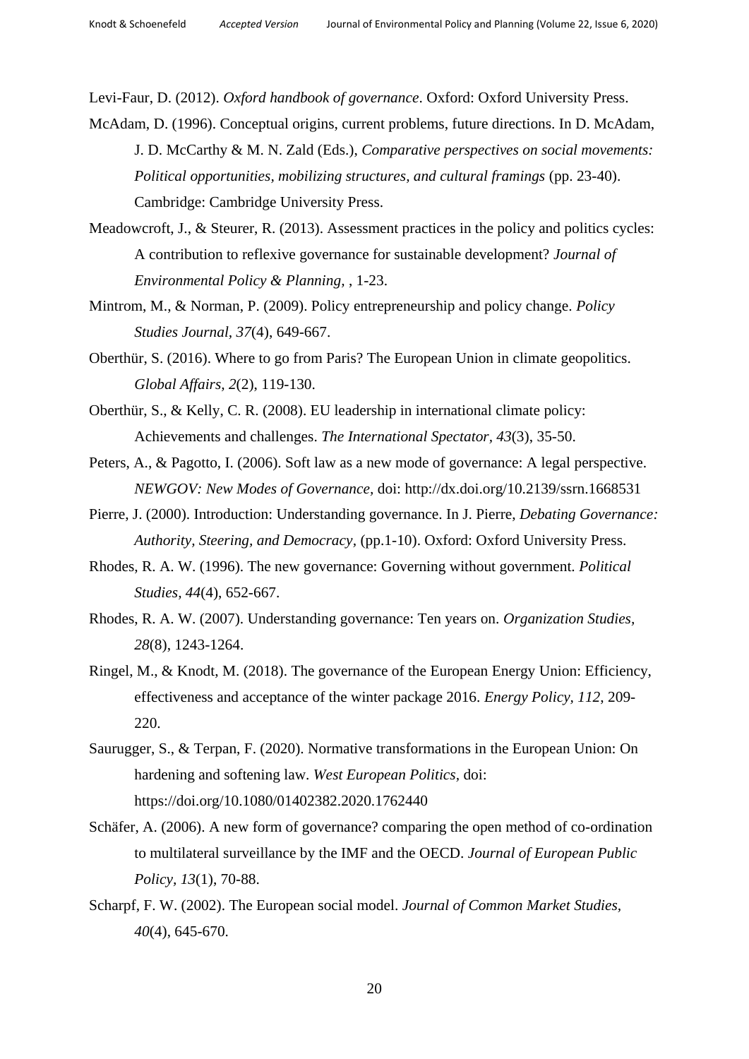Levi-Faur, D. (2012). *Oxford handbook of governance*. Oxford: Oxford University Press.

McAdam, D. (1996). Conceptual origins, current problems, future directions. In D. McAdam, J. D. McCarthy & M. N. Zald (Eds.), *Comparative perspectives on social movements: Political opportunities, mobilizing structures, and cultural framings* (pp. 23-40). Cambridge: Cambridge University Press.

Meadowcroft, J., & Steurer, R. (2013). Assessment practices in the policy and politics cycles: A contribution to reflexive governance for sustainable development? *Journal of Environmental Policy & Planning*, , 1-23.

Mintrom, M., & Norman, P. (2009). Policy entrepreneurship and policy change. *Policy Studies Journal, 37*(4), 649-667.

Oberthür, S. (2016). Where to go from Paris? The European Union in climate geopolitics. *Global Affairs, 2*(2), 119-130.

Oberthür, S., & Kelly, C. R. (2008). EU leadership in international climate policy: Achievements and challenges. *The International Spectator, 43*(3), 35-50.

Peters, A., & Pagotto, I. (2006). Soft law as a new mode of governance: A legal perspective. *NEWGOV: New Modes of Governance*, doi: http://dx.doi.org/10.2139/ssrn.1668531

Pierre, J. (2000). Introduction: Understanding governance. In J. Pierre, *Debating Governance: Authority, Steering, and Democracy*, (pp.1-10). Oxford: Oxford University Press.

Rhodes, R. A. W. (1996). The new governance: Governing without government. *Political Studies, 44*(4), 652-667.

Rhodes, R. A. W. (2007). Understanding governance: Ten years on. *Organization Studies, 28*(8), 1243-1264.

Ringel, M., & Knodt, M. (2018). The governance of the European Energy Union: Efficiency, effectiveness and acceptance of the winter package 2016. *Energy Policy, 112*, 209-220.

Saurugger, S., & Terpan, F. (2020). Normative transformations in the European Union: On hardening and softening law. *West European Politics*, doi: https://doi.org/10.1080/01402382.2020.1762440

Schäfer, A. (2006). A new form of governance? comparing the open method of co-ordination to multilateral surveillance by the IMF and the OECD. *Journal of European Public Policy, 13*(1), 70-88.

Scharpf, F. W. (2002). The European social model. *Journal of Common Market Studies, 40*(4), 645-670.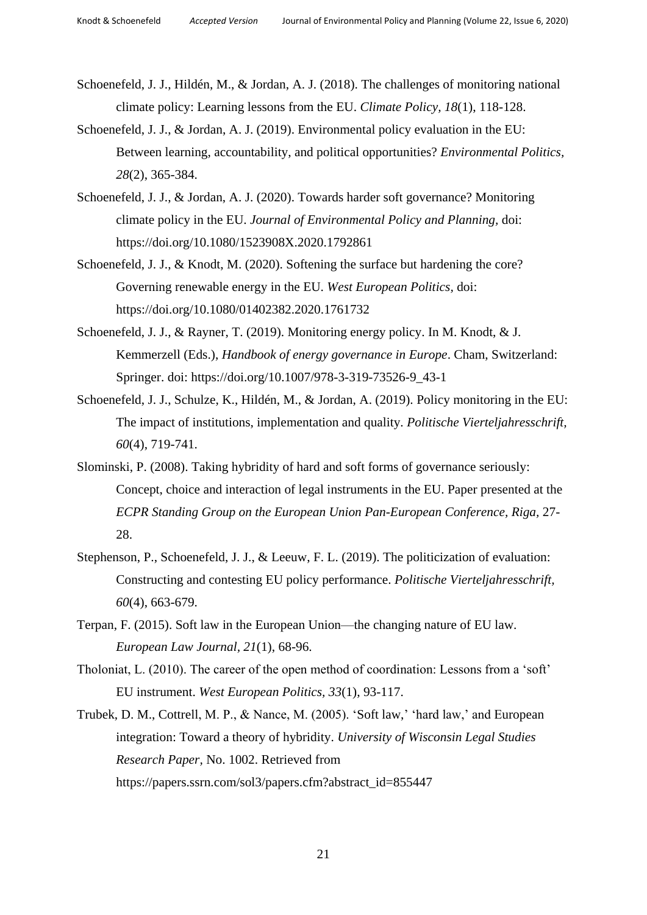Schoenefeld, J. J., Hildén, M., & Jordan, A. J. (2018). The challenges of monitoring national climate policy: Learning lessons from the EU. *Climate Policy, 18*(1), 118-128.

Schoenefeld, J. J., & Jordan, A. J. (2019). Environmental policy evaluation in the EU: Between learning, accountability, and political opportunities? *Environmental Politics, 28*(2), 365-384.

Schoenefeld, J. J., & Jordan, A. J. (2020). Towards harder soft governance? Monitoring climate policy in the EU. *Journal of Environmental Policy and Planning,* doi: https://doi.org/10.1080/1523908X.2020.1792861

Schoenefeld, J. J., & Knodt, M. (2020). Softening the surface but hardening the core? Governing renewable energy in the EU. *West European Politics*, doi: https://doi.org/10.1080/01402382.2020.1761732

Schoenefeld, J. J., & Rayner, T. (2019). Monitoring energy policy. In M. Knodt, & J. Kemmerzell (Eds.), *Handbook of energy governance in Europe*. Cham, Switzerland: Springer. doi: https://doi.org/10.1007/978-3-319-73526-9_43-1

Schoenefeld, J. J., Schulze, K., Hildén, M., & Jordan, A. (2019). Policy monitoring in the EU: The impact of institutions, implementation and quality. *Politische Vierteljahresschrift, 60*(4), 719-741.

Slominski, P. (2008). Taking hybridity of hard and soft forms of governance seriously: Concept, choice and interaction of legal instruments in the EU. Paper presented at the *ECPR Standing Group on the European Union Pan-European Conference, Riga,* 27-28.

Stephenson, P., Schoenefeld, J. J., & Leeuw, F. L. (2019). The politicization of evaluation: Constructing and contesting EU policy performance. *Politische Vierteljahresschrift, 60*(4), 663-679.

Terpan, F. (2015). Soft law in the European Union—the changing nature of EU law. *European Law Journal, 21*(1), 68-96.

Tholoniat, L. (2010). The career of the open method of coordination: Lessons from a 'soft' EU instrument. *West European Politics, 33*(1), 93-117.

Trubek, D. M., Cottrell, M. P., & Nance, M. (2005). 'Soft law,' 'hard law,' and European integration: Toward a theory of hybridity. *University of Wisconsin Legal Studies Research Paper,* No. 1002. Retrieved from https://papers.ssrn.com/sol3/papers.cfm?abstract_id=855447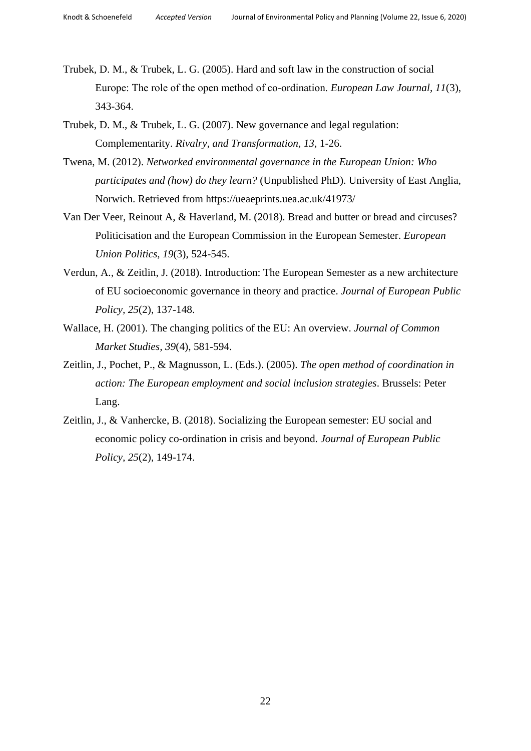Trubek, D. M., & Trubek, L. G. (2005). Hard and soft law in the construction of social Europe: The role of the open method of co-ordination. *European Law Journal, 11*(3), 343-364.

Trubek, D. M., & Trubek, L. G. (2007). New governance and legal regulation: Complementarity. *Rivalry, and Transformation, 13*, 1-26.

Twena, M. (2012). *Networked environmental governance in the European Union: Who participates and (how) do they learn?* (Unpublished PhD). University of East Anglia, Norwich. Retrieved from https://ueaeprints.uea.ac.uk/41973/

Van Der Veer, Reinout A, & Haverland, M. (2018). Bread and butter or bread and circuses? Politicisation and the European Commission in the European Semester. *European Union Politics, 19*(3), 524-545.

Verdun, A., & Zeitlin, J. (2018). Introduction: The European Semester as a new architecture of EU socioeconomic governance in theory and practice. *Journal of European Public Policy, 25*(2), 137-148.

Wallace, H. (2001). The changing politics of the EU: An overview. *Journal of Common Market Studies, 39*(4), 581-594.

Zeitlin, J., Pochet, P., & Magnusson, L. (Eds.). (2005). *The open method of coordination in action: The European employment and social inclusion strategies*. Brussels: Peter Lang.

Zeitlin, J., & Vanhercke, B. (2018). Socializing the European semester: EU social and economic policy co-ordination in crisis and beyond. *Journal of European Public Policy, 25*(2), 149-174.